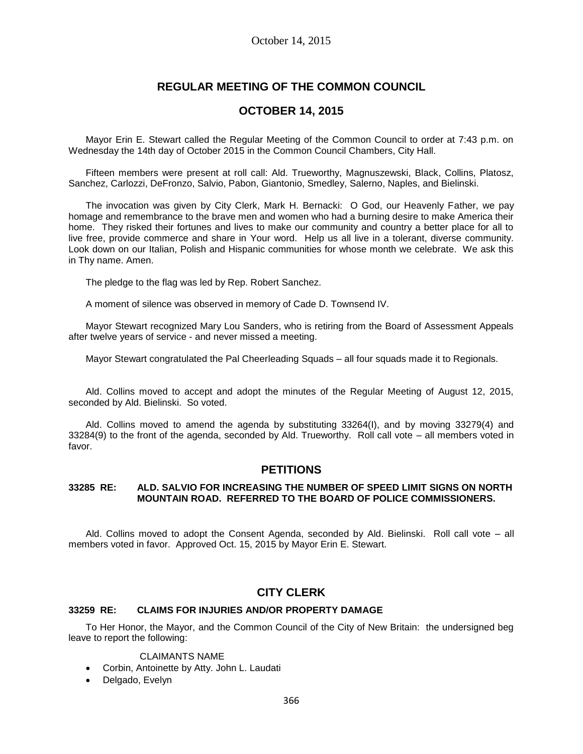# REGULAR MEETING OF THE COMMON COUNCIL

## OCTOBER 14, 2015

Mayor Erin E. Stewart called the Regular Meeting of the Common Council to order at 7:43 p.m. on Wednesday the 14th day of October 2015 in the Common Council Chambers, City Hall.

Fifteen members were present at roll call: Ald. Trueworthy, Magnuszewski, Black, Collins, Platosz, Sanchez, Carlozzi, DeFronzo, Salvio, Pabon, Giantonio, Smedley, Salerno, Naples, and Bielinski.

The invocation was given by City Clerk, Mark H. Bernacki: O God, our Heavenly Father, we pay homage and remembrance to the brave men and women who had a burning desire to make America their home. They risked their fortunes and lives to make our community and country a better place for all to live free, provide commerce and share in Your word. Help us all live in a tolerant, diverse community. Look down on our Italian, Polish and Hispanic communities for whose month we celebrate. We ask this in Thy name. Amen.

The pledge to the flag was led by Rep. Robert Sanchez.

A moment of silence was observed in memory of Cade D. Townsend IV.

Mayor Stewart recognized Mary Lou Sanders, who is retiring from the Board of Assessment Appeals after twelve years of service - and never missed a meeting.

Mayor Stewart congratulated the Pal Cheerleading Squads – all four squads made it to Regionals.

Ald. Collins moved to accept and adopt the minutes of the Regular Meeting of August 12, 2015, seconded by Ald. Bielinski. So voted.

Ald. Collins moved to amend the agenda by substituting 33264(I), and by moving 33279(4) and 33284(9) to the front of the agenda, seconded by Ald. Trueworthy. Roll call vote – all members voted in favor.

## PETITIONS

### 33285 RE: ALD. SALVIO FOR INCREASING THE NUMBER OF SPEED LIMIT SIGNS ON NORTH MOUNTAIN ROAD. REFERRED TO THE BOARD OF POLICE COMMISSIONERS.

Ald. Collins moved to adopt the Consent Agenda, seconded by Ald. Bielinski. Roll call vote – all members voted in favor. Approved Oct. 15, 2015 by Mayor Erin E. Stewart.

## CITY CLERK

### 33259 RE: CLAIMS FOR INJURIES AND/OR PROPERTY DAMAGE

To Her Honor, the Mayor, and the Common Council of the City of New Britain: the undersigned beg leave to report the following:

CLAIMANTS NAME

- Corbin, Antoinette by Atty. John L. Laudati
- Delgado, Evelyn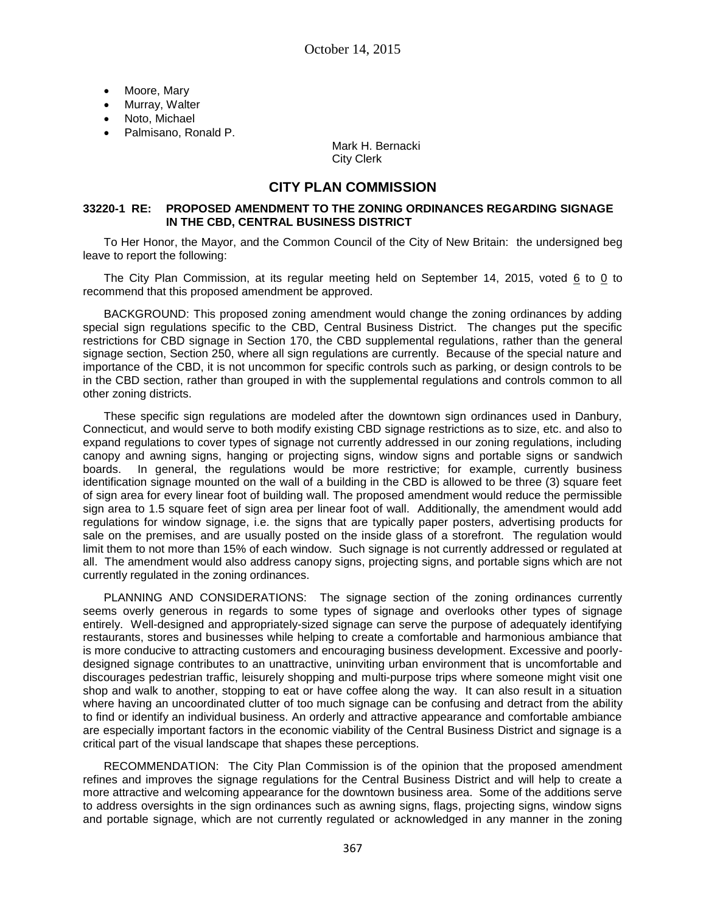- Moore, Mary
- Murray, Walter
- Noto, Michael
- Palmisano, Ronald P.

Mark H. Bernacki
City Clerk

## CITY PLAN COMMISSION

### 33220-1 RE: PROPOSED AMENDMENT TO THE ZONING ORDINANCES REGARDING SIGNAGE IN THE CBD, CENTRAL BUSINESS DISTRICT

To Her Honor, the Mayor, and the Common Council of the City of New Britain: the undersigned beg leave to report the following:

The City Plan Commission, at its regular meeting held on September 14, 2015, voted 6 to 0 to recommend that this proposed amendment be approved.

BACKGROUND: This proposed zoning amendment would change the zoning ordinances by adding special sign regulations specific to the CBD, Central Business District. The changes put the specific restrictions for CBD signage in Section 170, the CBD supplemental regulations, rather than the general signage section, Section 250, where all sign regulations are currently. Because of the special nature and importance of the CBD, it is not uncommon for specific controls such as parking, or design controls to be in the CBD section, rather than grouped in with the supplemental regulations and controls common to all other zoning districts.

These specific sign regulations are modeled after the downtown sign ordinances used in Danbury, Connecticut, and would serve to both modify existing CBD signage restrictions as to size, etc. and also to expand regulations to cover types of signage not currently addressed in our zoning regulations, including canopy and awning signs, hanging or projecting signs, window signs and portable signs or sandwich boards. In general, the regulations would be more restrictive; for example, currently business identification signage mounted on the wall of a building in the CBD is allowed to be three (3) square feet of sign area for every linear foot of building wall. The proposed amendment would reduce the permissible sign area to 1.5 square feet of sign area per linear foot of wall. Additionally, the amendment would add regulations for window signage, i.e. the signs that are typically paper posters, advertising products for sale on the premises, and are usually posted on the inside glass of a storefront. The regulation would limit them to not more than 15% of each window. Such signage is not currently addressed or regulated at all. The amendment would also address canopy signs, projecting signs, and portable signs which are not currently regulated in the zoning ordinances.

PLANNING AND CONSIDERATIONS: The signage section of the zoning ordinances currently seems overly generous in regards to some types of signage and overlooks other types of signage entirely. Well-designed and appropriately-sized signage can serve the purpose of adequately identifying restaurants, stores and businesses while helping to create a comfortable and harmonious ambiance that is more conducive to attracting customers and encouraging business development. Excessive and poorly-designed signage contributes to an unattractive, uninviting urban environment that is uncomfortable and discourages pedestrian traffic, leisurely shopping and multi-purpose trips where someone might visit one shop and walk to another, stopping to eat or have coffee along the way. It can also result in a situation where having an uncoordinated clutter of too much signage can be confusing and detract from the ability to find or identify an individual business. An orderly and attractive appearance and comfortable ambiance are especially important factors in the economic viability of the Central Business District and signage is a critical part of the visual landscape that shapes these perceptions.

RECOMMENDATION: The City Plan Commission is of the opinion that the proposed amendment refines and improves the signage regulations for the Central Business District and will help to create a more attractive and welcoming appearance for the downtown business area. Some of the additions serve to address oversights in the sign ordinances such as awning signs, flags, projecting signs, window signs and portable signage, which are not currently regulated or acknowledged in any manner in the zoning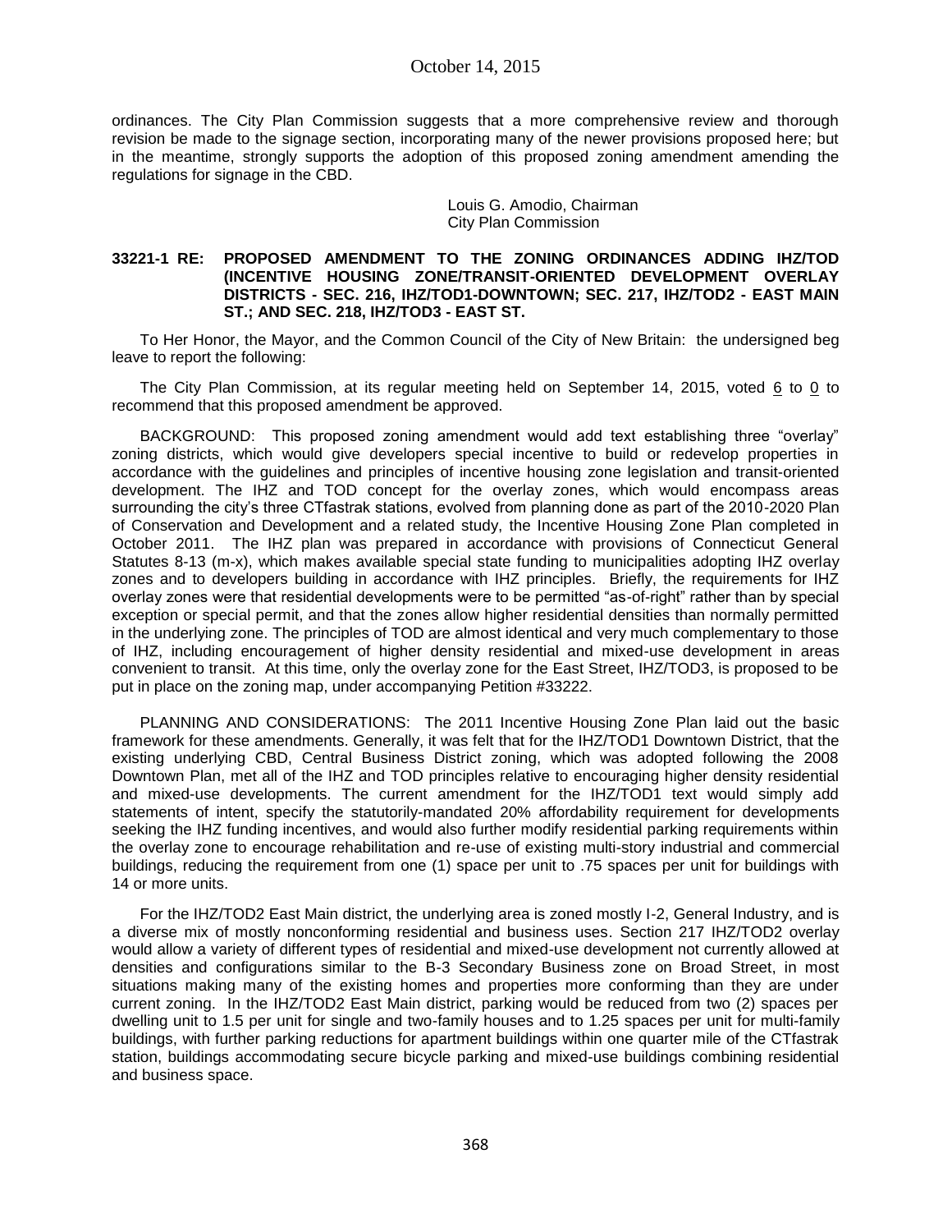ordinances. The City Plan Commission suggests that a more comprehensive review and thorough revision be made to the signage section, incorporating many of the newer provisions proposed here; but in the meantime, strongly supports the adoption of this proposed zoning amendment amending the regulations for signage in the CBD.

Louis G. Amodio, Chairman
City Plan Commission

**33221-1 RE: PROPOSED AMENDMENT TO THE ZONING ORDINANCES ADDING IHZ/TOD (INCENTIVE HOUSING ZONE/TRANSIT-ORIENTED DEVELOPMENT OVERLAY DISTRICTS - SEC. 216, IHZ/TOD1-DOWNTOWN; SEC. 217, IHZ/TOD2 - EAST MAIN ST.; AND SEC. 218, IHZ/TOD3 - EAST ST.**

To Her Honor, the Mayor, and the Common Council of the City of New Britain: the undersigned beg leave to report the following:

The City Plan Commission, at its regular meeting held on September 14, 2015, voted 6 to 0 to recommend that this proposed amendment be approved.

BACKGROUND: This proposed zoning amendment would add text establishing three "overlay" zoning districts, which would give developers special incentive to build or redevelop properties in accordance with the guidelines and principles of incentive housing zone legislation and transit-oriented development. The IHZ and TOD concept for the overlay zones, which would encompass areas surrounding the city's three CTfastrak stations, evolved from planning done as part of the 2010-2020 Plan of Conservation and Development and a related study, the Incentive Housing Zone Plan completed in October 2011. The IHZ plan was prepared in accordance with provisions of Connecticut General Statutes 8-13 (m-x), which makes available special state funding to municipalities adopting IHZ overlay zones and to developers building in accordance with IHZ principles. Briefly, the requirements for IHZ overlay zones were that residential developments were to be permitted "as-of-right" rather than by special exception or special permit, and that the zones allow higher residential densities than normally permitted in the underlying zone. The principles of TOD are almost identical and very much complementary to those of IHZ, including encouragement of higher density residential and mixed-use development in areas convenient to transit. At this time, only the overlay zone for the East Street, IHZ/TOD3, is proposed to be put in place on the zoning map, under accompanying Petition #33222.

PLANNING AND CONSIDERATIONS: The 2011 Incentive Housing Zone Plan laid out the basic framework for these amendments. Generally, it was felt that for the IHZ/TOD1 Downtown District, that the existing underlying CBD, Central Business District zoning, which was adopted following the 2008 Downtown Plan, met all of the IHZ and TOD principles relative to encouraging higher density residential and mixed-use developments. The current amendment for the IHZ/TOD1 text would simply add statements of intent, specify the statutorily-mandated 20% affordability requirement for developments seeking the IHZ funding incentives, and would also further modify residential parking requirements within the overlay zone to encourage rehabilitation and re-use of existing multi-story industrial and commercial buildings, reducing the requirement from one (1) space per unit to .75 spaces per unit for buildings with 14 or more units.

For the IHZ/TOD2 East Main district, the underlying area is zoned mostly I-2, General Industry, and is a diverse mix of mostly nonconforming residential and business uses. Section 217 IHZ/TOD2 overlay would allow a variety of different types of residential and mixed-use development not currently allowed at densities and configurations similar to the B-3 Secondary Business zone on Broad Street, in most situations making many of the existing homes and properties more conforming than they are under current zoning. In the IHZ/TOD2 East Main district, parking would be reduced from two (2) spaces per dwelling unit to 1.5 per unit for single and two-family houses and to 1.25 spaces per unit for multi-family buildings, with further parking reductions for apartment buildings within one quarter mile of the CTfastrak station, buildings accommodating secure bicycle parking and mixed-use buildings combining residential and business space.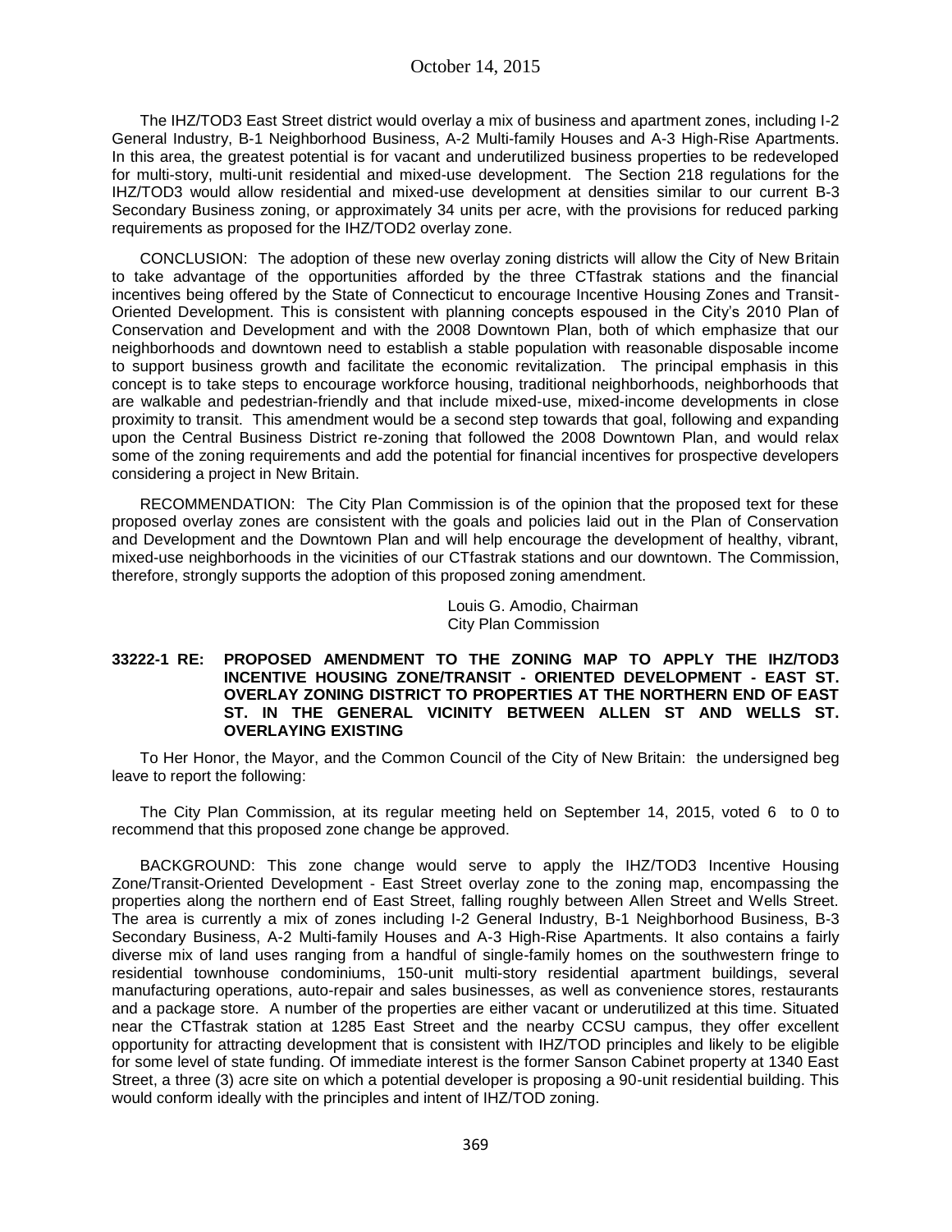The IHZ/TOD3 East Street district would overlay a mix of business and apartment zones, including I-2 General Industry, B-1 Neighborhood Business, A-2 Multi-family Houses and A-3 High-Rise Apartments. In this area, the greatest potential is for vacant and underutilized business properties to be redeveloped for multi-story, multi-unit residential and mixed-use development. The Section 218 regulations for the IHZ/TOD3 would allow residential and mixed-use development at densities similar to our current B-3 Secondary Business zoning, or approximately 34 units per acre, with the provisions for reduced parking requirements as proposed for the IHZ/TOD2 overlay zone.

CONCLUSION: The adoption of these new overlay zoning districts will allow the City of New Britain to take advantage of the opportunities afforded by the three CTfastrak stations and the financial incentives being offered by the State of Connecticut to encourage Incentive Housing Zones and Transit-Oriented Development. This is consistent with planning concepts espoused in the City's 2010 Plan of Conservation and Development and with the 2008 Downtown Plan, both of which emphasize that our neighborhoods and downtown need to establish a stable population with reasonable disposable income to support business growth and facilitate the economic revitalization. The principal emphasis in this concept is to take steps to encourage workforce housing, traditional neighborhoods, neighborhoods that are walkable and pedestrian-friendly and that include mixed-use, mixed-income developments in close proximity to transit. This amendment would be a second step towards that goal, following and expanding upon the Central Business District re-zoning that followed the 2008 Downtown Plan, and would relax some of the zoning requirements and add the potential for financial incentives for prospective developers considering a project in New Britain.

RECOMMENDATION: The City Plan Commission is of the opinion that the proposed text for these proposed overlay zones are consistent with the goals and policies laid out in the Plan of Conservation and Development and the Downtown Plan and will help encourage the development of healthy, vibrant, mixed-use neighborhoods in the vicinities of our CTfastrak stations and our downtown. The Commission, therefore, strongly supports the adoption of this proposed zoning amendment.

Louis G. Amodio, Chairman
City Plan Commission

**33222-1 RE: PROPOSED AMENDMENT TO THE ZONING MAP TO APPLY THE IHZ/TOD3 INCENTIVE HOUSING ZONE/TRANSIT - ORIENTED DEVELOPMENT - EAST ST. OVERLAY ZONING DISTRICT TO PROPERTIES AT THE NORTHERN END OF EAST ST. IN THE GENERAL VICINITY BETWEEN ALLEN ST AND WELLS ST. OVERLAYING EXISTING**

To Her Honor, the Mayor, and the Common Council of the City of New Britain: the undersigned beg leave to report the following:

The City Plan Commission, at its regular meeting held on September 14, 2015, voted 6 to 0 to recommend that this proposed zone change be approved.

BACKGROUND: This zone change would serve to apply the IHZ/TOD3 Incentive Housing Zone/Transit-Oriented Development - East Street overlay zone to the zoning map, encompassing the properties along the northern end of East Street, falling roughly between Allen Street and Wells Street. The area is currently a mix of zones including I-2 General Industry, B-1 Neighborhood Business, B-3 Secondary Business, A-2 Multi-family Houses and A-3 High-Rise Apartments. It also contains a fairly diverse mix of land uses ranging from a handful of single-family homes on the southwestern fringe to residential townhouse condominiums, 150-unit multi-story residential apartment buildings, several manufacturing operations, auto-repair and sales businesses, as well as convenience stores, restaurants and a package store. A number of the properties are either vacant or underutilized at this time. Situated near the CTfastrak station at 1285 East Street and the nearby CCSU campus, they offer excellent opportunity for attracting development that is consistent with IHZ/TOD principles and likely to be eligible for some level of state funding. Of immediate interest is the former Sanson Cabinet property at 1340 East Street, a three (3) acre site on which a potential developer is proposing a 90-unit residential building. This would conform ideally with the principles and intent of IHZ/TOD zoning.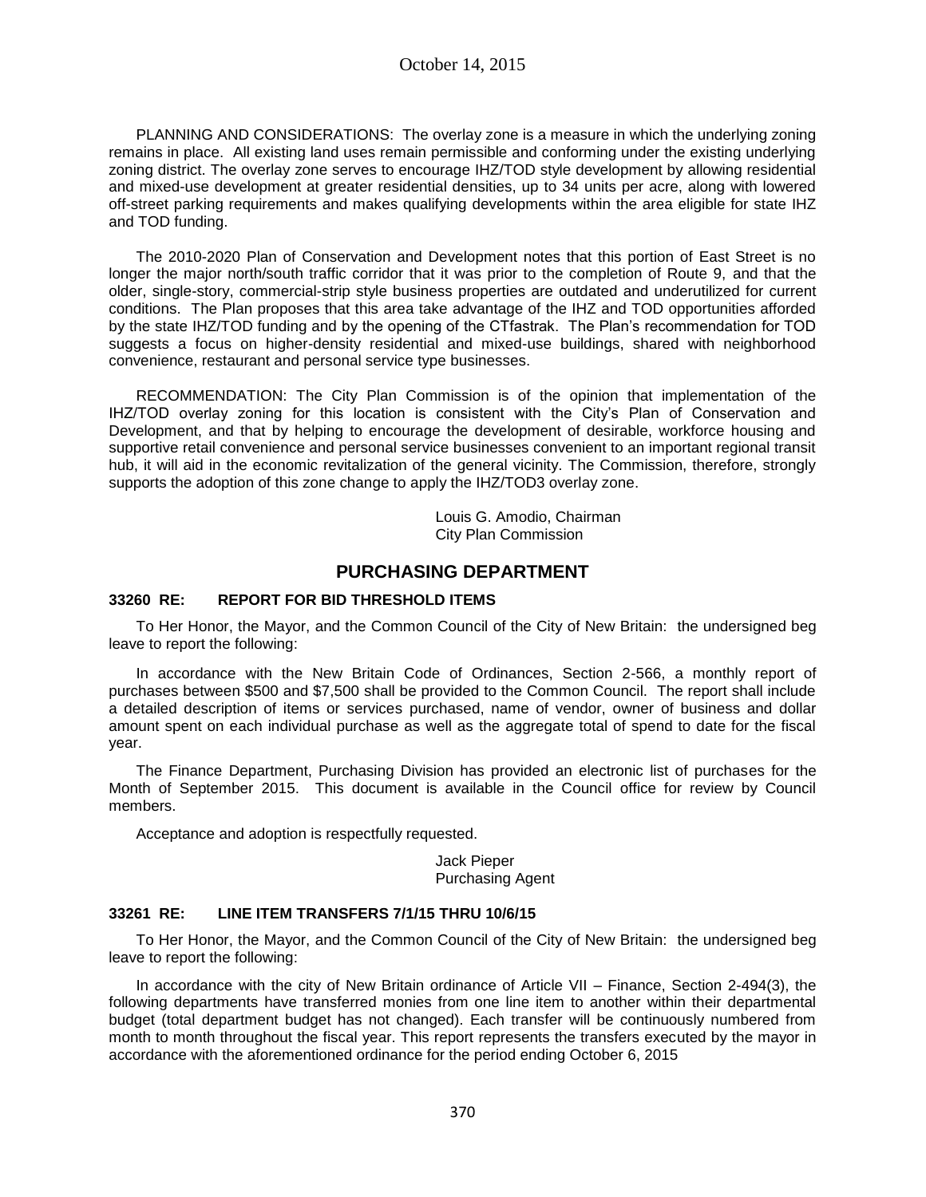PLANNING AND CONSIDERATIONS: The overlay zone is a measure in which the underlying zoning remains in place. All existing land uses remain permissible and conforming under the existing underlying zoning district. The overlay zone serves to encourage IHZ/TOD style development by allowing residential and mixed-use development at greater residential densities, up to 34 units per acre, along with lowered off-street parking requirements and makes qualifying developments within the area eligible for state IHZ and TOD funding.

The 2010-2020 Plan of Conservation and Development notes that this portion of East Street is no longer the major north/south traffic corridor that it was prior to the completion of Route 9, and that the older, single-story, commercial-strip style business properties are outdated and underutilized for current conditions. The Plan proposes that this area take advantage of the IHZ and TOD opportunities afforded by the state IHZ/TOD funding and by the opening of the CTfastrak. The Plan's recommendation for TOD suggests a focus on higher-density residential and mixed-use buildings, shared with neighborhood convenience, restaurant and personal service type businesses.

RECOMMENDATION: The City Plan Commission is of the opinion that implementation of the IHZ/TOD overlay zoning for this location is consistent with the City's Plan of Conservation and Development, and that by helping to encourage the development of desirable, workforce housing and supportive retail convenience and personal service businesses convenient to an important regional transit hub, it will aid in the economic revitalization of the general vicinity. The Commission, therefore, strongly supports the adoption of this zone change to apply the IHZ/TOD3 overlay zone.

Louis G. Amodio, Chairman
City Plan Commission

## PURCHASING DEPARTMENT

### 33260 RE: REPORT FOR BID THRESHOLD ITEMS

To Her Honor, the Mayor, and the Common Council of the City of New Britain: the undersigned beg leave to report the following:

In accordance with the New Britain Code of Ordinances, Section 2-566, a monthly report of purchases between $500 and $7,500 shall be provided to the Common Council. The report shall include a detailed description of items or services purchased, name of vendor, owner of business and dollar amount spent on each individual purchase as well as the aggregate total of spend to date for the fiscal year.

The Finance Department, Purchasing Division has provided an electronic list of purchases for the Month of September 2015. This document is available in the Council office for review by Council members.

Acceptance and adoption is respectfully requested.

Jack Pieper
Purchasing Agent

### 33261 RE: LINE ITEM TRANSFERS 7/1/15 THRU 10/6/15

To Her Honor, the Mayor, and the Common Council of the City of New Britain: the undersigned beg leave to report the following:

In accordance with the city of New Britain ordinance of Article VII – Finance, Section 2-494(3), the following departments have transferred monies from one line item to another within their departmental budget (total department budget has not changed). Each transfer will be continuously numbered from month to month throughout the fiscal year. This report represents the transfers executed by the mayor in accordance with the aforementioned ordinance for the period ending October 6, 2015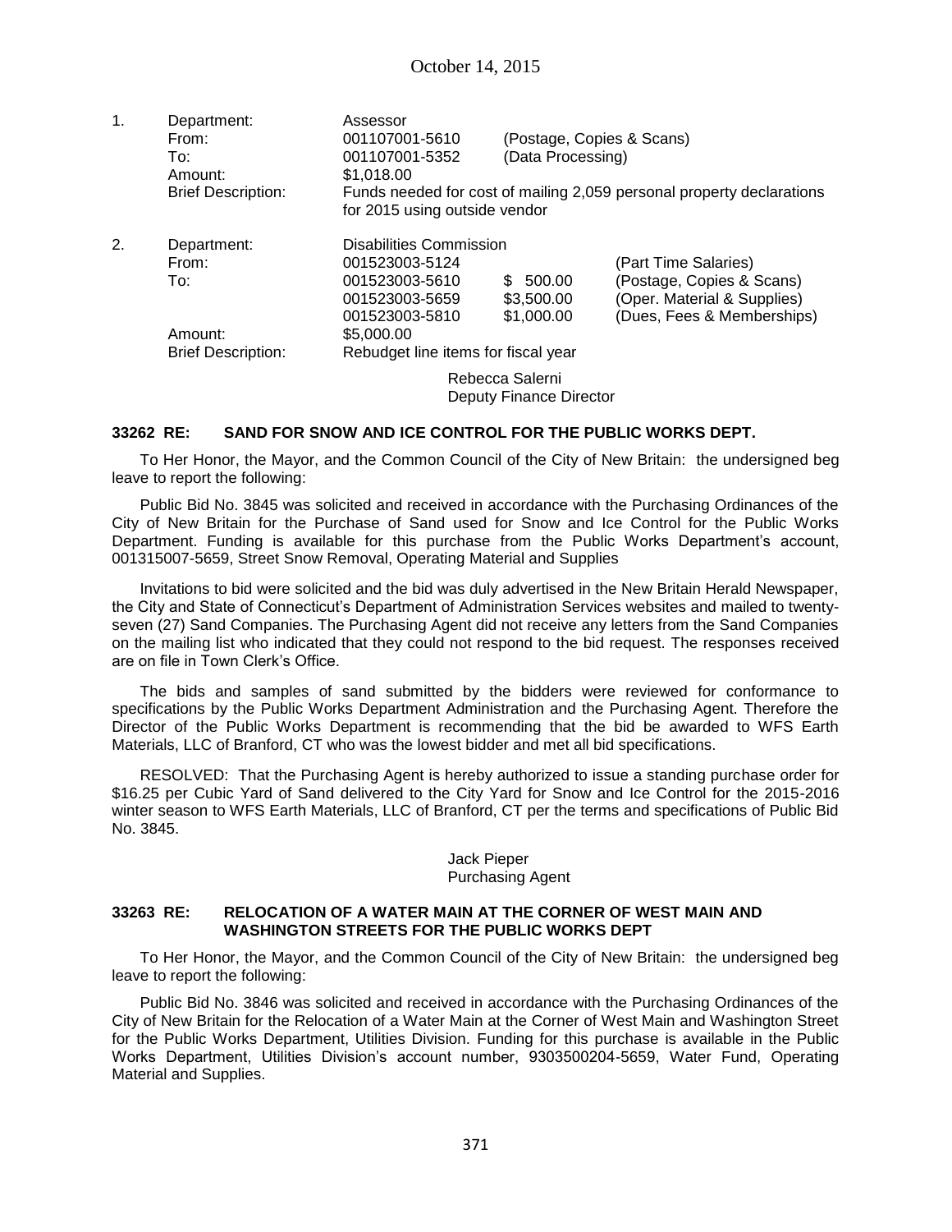October 14, 2015

1. Department: Assessor
   From: 001107001-5610 (Postage, Copies & Scans)
   To: 001107001-5352 (Data Processing)
   Amount: $1,018.00
   Brief Description: Funds needed for cost of mailing 2,059 personal property declarations for 2015 using outside vendor

2. Department: Disabilities Commission
   From: 001523003-5124 (Part Time Salaries)
   To: 001523003-5610 $ 500.00 (Postage, Copies & Scans)
   001523003-5659 $3,500.00 (Oper. Material & Supplies)
   001523003-5810 $1,000.00 (Dues, Fees & Memberships)
   Amount: $5,000.00
   Brief Description: Rebudget line items for fiscal year

Rebecca Salerni
Deputy Finance Director

### 33262 RE: SAND FOR SNOW AND ICE CONTROL FOR THE PUBLIC WORKS DEPT.

To Her Honor, the Mayor, and the Common Council of the City of New Britain: the undersigned beg leave to report the following:

Public Bid No. 3845 was solicited and received in accordance with the Purchasing Ordinances of the City of New Britain for the Purchase of Sand used for Snow and Ice Control for the Public Works Department. Funding is available for this purchase from the Public Works Department's account, 001315007-5659, Street Snow Removal, Operating Material and Supplies

Invitations to bid were solicited and the bid was duly advertised in the New Britain Herald Newspaper, the City and State of Connecticut's Department of Administration Services websites and mailed to twenty-seven (27) Sand Companies. The Purchasing Agent did not receive any letters from the Sand Companies on the mailing list who indicated that they could not respond to the bid request. The responses received are on file in Town Clerk's Office.

The bids and samples of sand submitted by the bidders were reviewed for conformance to specifications by the Public Works Department Administration and the Purchasing Agent. Therefore the Director of the Public Works Department is recommending that the bid be awarded to WFS Earth Materials, LLC of Branford, CT who was the lowest bidder and met all bid specifications.

RESOLVED: That the Purchasing Agent is hereby authorized to issue a standing purchase order for $16.25 per Cubic Yard of Sand delivered to the City Yard for Snow and Ice Control for the 2015-2016 winter season to WFS Earth Materials, LLC of Branford, CT per the terms and specifications of Public Bid No. 3845.

Jack Pieper
Purchasing Agent

### 33263 RE: RELOCATION OF A WATER MAIN AT THE CORNER OF WEST MAIN AND WASHINGTON STREETS FOR THE PUBLIC WORKS DEPT

To Her Honor, the Mayor, and the Common Council of the City of New Britain: the undersigned beg leave to report the following:

Public Bid No. 3846 was solicited and received in accordance with the Purchasing Ordinances of the City of New Britain for the Relocation of a Water Main at the Corner of West Main and Washington Street for the Public Works Department, Utilities Division. Funding for this purchase is available in the Public Works Department, Utilities Division's account number, 9303500204-5659, Water Fund, Operating Material and Supplies.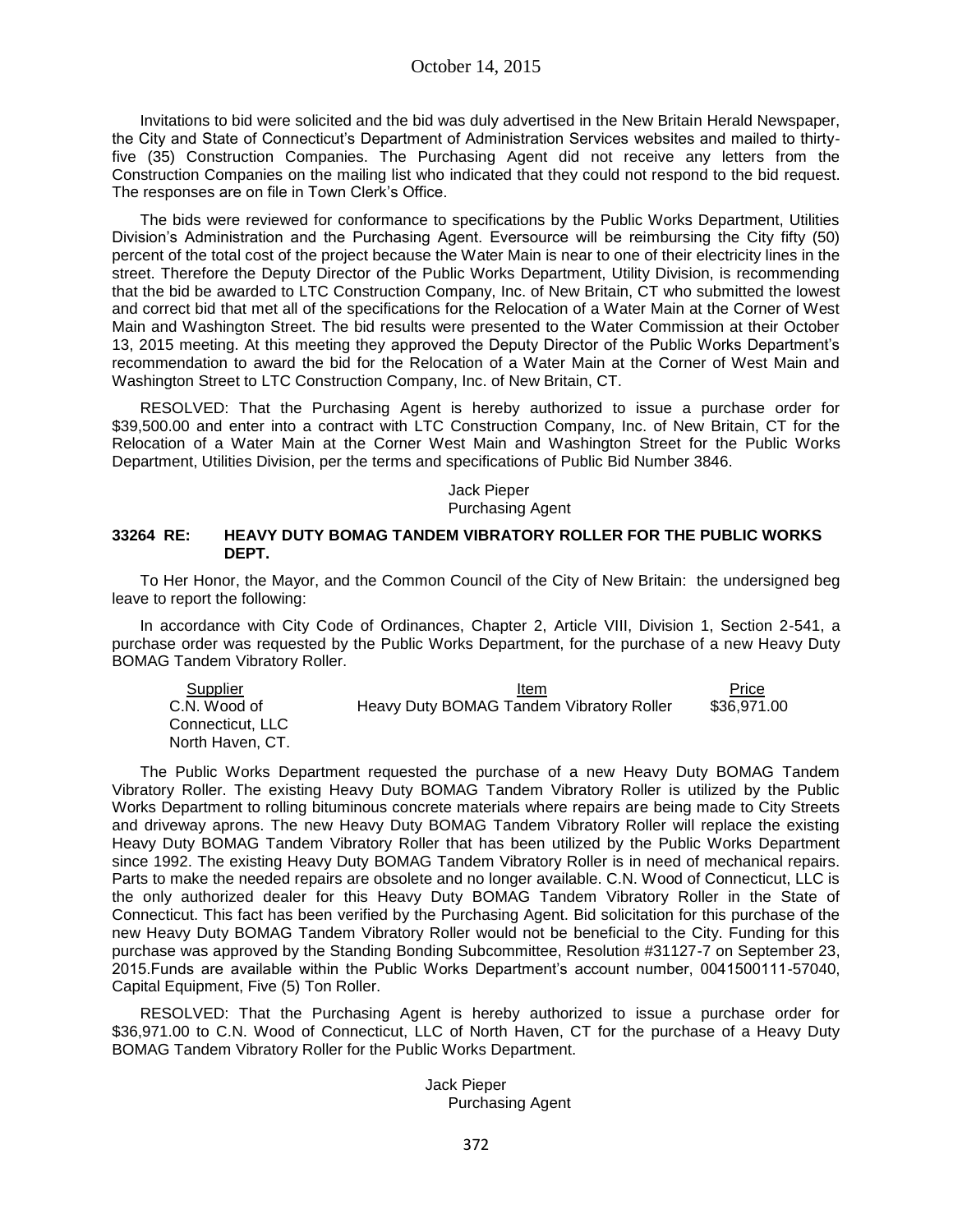Invitations to bid were solicited and the bid was duly advertised in the New Britain Herald Newspaper, the City and State of Connecticut's Department of Administration Services websites and mailed to thirty-five (35) Construction Companies. The Purchasing Agent did not receive any letters from the Construction Companies on the mailing list who indicated that they could not respond to the bid request. The responses are on file in Town Clerk's Office.

The bids were reviewed for conformance to specifications by the Public Works Department, Utilities Division's Administration and the Purchasing Agent. Eversource will be reimbursing the City fifty (50) percent of the total cost of the project because the Water Main is near to one of their electricity lines in the street. Therefore the Deputy Director of the Public Works Department, Utility Division, is recommending that the bid be awarded to LTC Construction Company, Inc. of New Britain, CT who submitted the lowest and correct bid that met all of the specifications for the Relocation of a Water Main at the Corner of West Main and Washington Street. The bid results were presented to the Water Commission at their October 13, 2015 meeting. At this meeting they approved the Deputy Director of the Public Works Department's recommendation to award the bid for the Relocation of a Water Main at the Corner of West Main and Washington Street to LTC Construction Company, Inc. of New Britain, CT.

RESOLVED: That the Purchasing Agent is hereby authorized to issue a purchase order for \$39,500.00 and enter into a contract with LTC Construction Company, Inc. of New Britain, CT for the Relocation of a Water Main at the Corner West Main and Washington Street for the Public Works Department, Utilities Division, per the terms and specifications of Public Bid Number 3846.

Jack Pieper
Purchasing Agent

### 33264 RE: HEAVY DUTY BOMAG TANDEM VIBRATORY ROLLER FOR THE PUBLIC WORKS DEPT.

To Her Honor, the Mayor, and the Common Council of the City of New Britain: the undersigned beg leave to report the following:

In accordance with City Code of Ordinances, Chapter 2, Article VIII, Division 1, Section 2-541, a purchase order was requested by the Public Works Department, for the purchase of a new Heavy Duty BOMAG Tandem Vibratory Roller.

| Supplier | Item | Price |
|---|---|---|
| C.N. Wood of Connecticut, LLC North Haven, CT. | Heavy Duty BOMAG Tandem Vibratory Roller | \$36,971.00 |

The Public Works Department requested the purchase of a new Heavy Duty BOMAG Tandem Vibratory Roller. The existing Heavy Duty BOMAG Tandem Vibratory Roller is utilized by the Public Works Department to rolling bituminous concrete materials where repairs are being made to City Streets and driveway aprons. The new Heavy Duty BOMAG Tandem Vibratory Roller will replace the existing Heavy Duty BOMAG Tandem Vibratory Roller that has been utilized by the Public Works Department since 1992. The existing Heavy Duty BOMAG Tandem Vibratory Roller is in need of mechanical repairs. Parts to make the needed repairs are obsolete and no longer available. C.N. Wood of Connecticut, LLC is the only authorized dealer for this Heavy Duty BOMAG Tandem Vibratory Roller in the State of Connecticut. This fact has been verified by the Purchasing Agent. Bid solicitation for this purchase of the new Heavy Duty BOMAG Tandem Vibratory Roller would not be beneficial to the City. Funding for this purchase was approved by the Standing Bonding Subcommittee, Resolution #31127-7 on September 23, 2015.Funds are available within the Public Works Department's account number, 0041500111-57040, Capital Equipment, Five (5) Ton Roller.

RESOLVED: That the Purchasing Agent is hereby authorized to issue a purchase order for \$36,971.00 to C.N. Wood of Connecticut, LLC of North Haven, CT for the purchase of a Heavy Duty BOMAG Tandem Vibratory Roller for the Public Works Department.

Jack Pieper
Purchasing Agent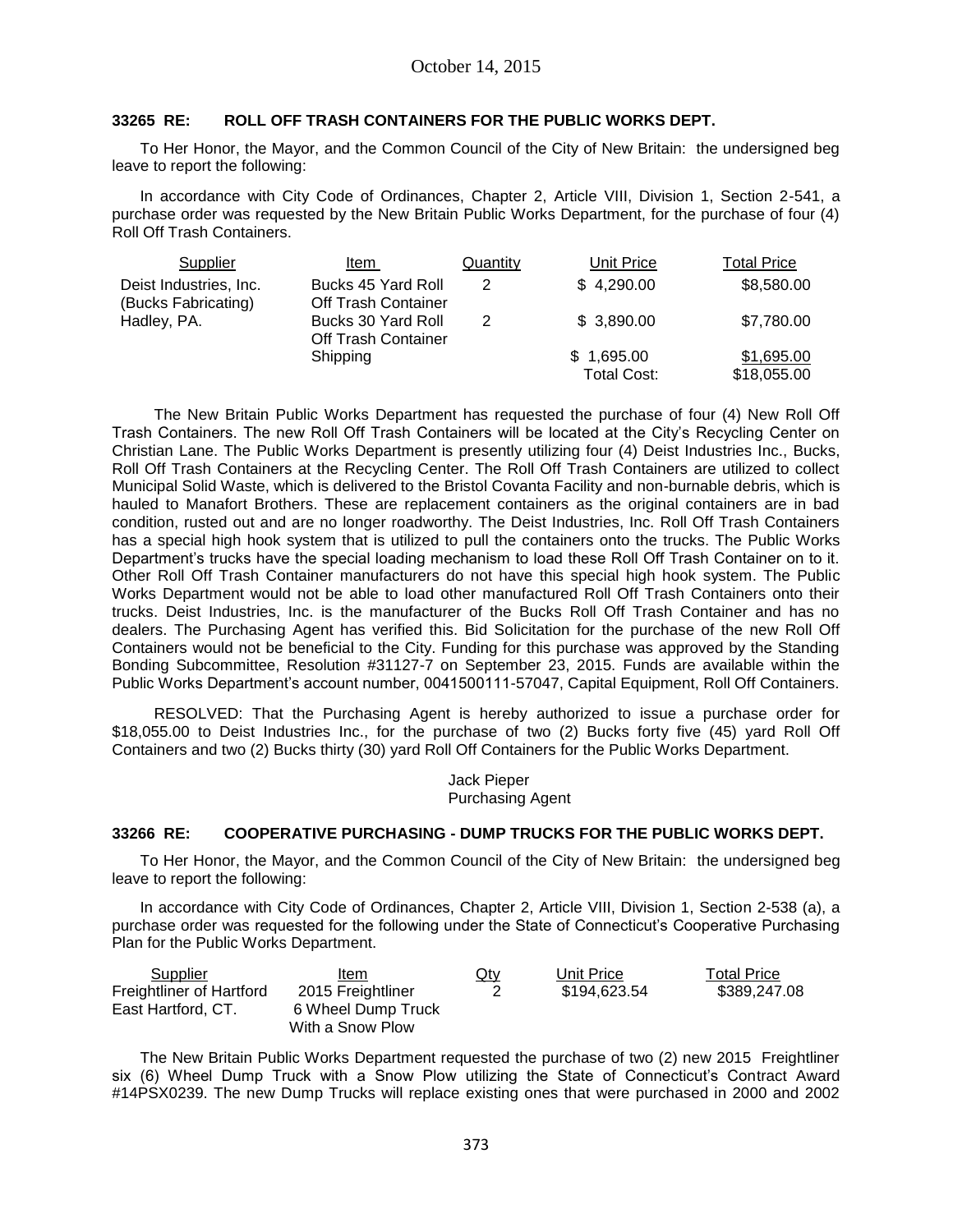October 14, 2015

### 33265 RE: ROLL OFF TRASH CONTAINERS FOR THE PUBLIC WORKS DEPT.

To Her Honor, the Mayor, and the Common Council of the City of New Britain: the undersigned beg leave to report the following:

In accordance with City Code of Ordinances, Chapter 2, Article VIII, Division 1, Section 2-541, a purchase order was requested by the New Britain Public Works Department, for the purchase of four (4) Roll Off Trash Containers.

| Supplier | Item | Quantity | Unit Price | Total Price |
|---|---|---|---|---|
| Deist Industries, Inc. (Bucks Fabricating) | Bucks 45 Yard Roll Off Trash Container | 2 | $ 4,290.00 | $8,580.00 |
| Hadley, PA. | Bucks 30 Yard Roll Off Trash Container | 2 | $ 3,890.00 | $7,780.00 |
| | Shipping | | $ 1,695.00 | $1,695.00 |
| | | | Total Cost: | $18,055.00 |

The New Britain Public Works Department has requested the purchase of four (4) New Roll Off Trash Containers. The new Roll Off Trash Containers will be located at the City's Recycling Center on Christian Lane. The Public Works Department is presently utilizing four (4) Deist Industries Inc., Bucks, Roll Off Trash Containers at the Recycling Center. The Roll Off Trash Containers are utilized to collect Municipal Solid Waste, which is delivered to the Bristol Covanta Facility and non-burnable debris, which is hauled to Manafort Brothers. These are replacement containers as the original containers are in bad condition, rusted out and are no longer roadworthy. The Deist Industries, Inc. Roll Off Trash Containers has a special high hook system that is utilized to pull the containers onto the trucks. The Public Works Department's trucks have the special loading mechanism to load these Roll Off Trash Container on to it. Other Roll Off Trash Container manufacturers do not have this special high hook system. The Public Works Department would not be able to load other manufactured Roll Off Trash Containers onto their trucks. Deist Industries, Inc. is the manufacturer of the Bucks Roll Off Trash Container and has no dealers. The Purchasing Agent has verified this. Bid Solicitation for the purchase of the new Roll Off Containers would not be beneficial to the City. Funding for this purchase was approved by the Standing Bonding Subcommittee, Resolution #31127-7 on September 23, 2015. Funds are available within the Public Works Department's account number, 0041500111-57047, Capital Equipment, Roll Off Containers.

RESOLVED: That the Purchasing Agent is hereby authorized to issue a purchase order for $18,055.00 to Deist Industries Inc., for the purchase of two (2) Bucks forty five (45) yard Roll Off Containers and two (2) Bucks thirty (30) yard Roll Off Containers for the Public Works Department.

Jack Pieper
Purchasing Agent

### 33266 RE: COOPERATIVE PURCHASING - DUMP TRUCKS FOR THE PUBLIC WORKS DEPT.

To Her Honor, the Mayor, and the Common Council of the City of New Britain: the undersigned beg leave to report the following:

In accordance with City Code of Ordinances, Chapter 2, Article VIII, Division 1, Section 2-538 (a), a purchase order was requested for the following under the State of Connecticut's Cooperative Purchasing Plan for the Public Works Department.

| Supplier | Item | Qty | Unit Price | Total Price |
|---|---|---|---|---|
| Freightliner of Hartford East Hartford, CT. | 2015 Freightliner 6 Wheel Dump Truck With a Snow Plow | 2 | $194,623.54 | $389,247.08 |

The New Britain Public Works Department requested the purchase of two (2) new 2015 Freightliner six (6) Wheel Dump Truck with a Snow Plow utilizing the State of Connecticut's Contract Award #14PSX0239. The new Dump Trucks will replace existing ones that were purchased in 2000 and 2002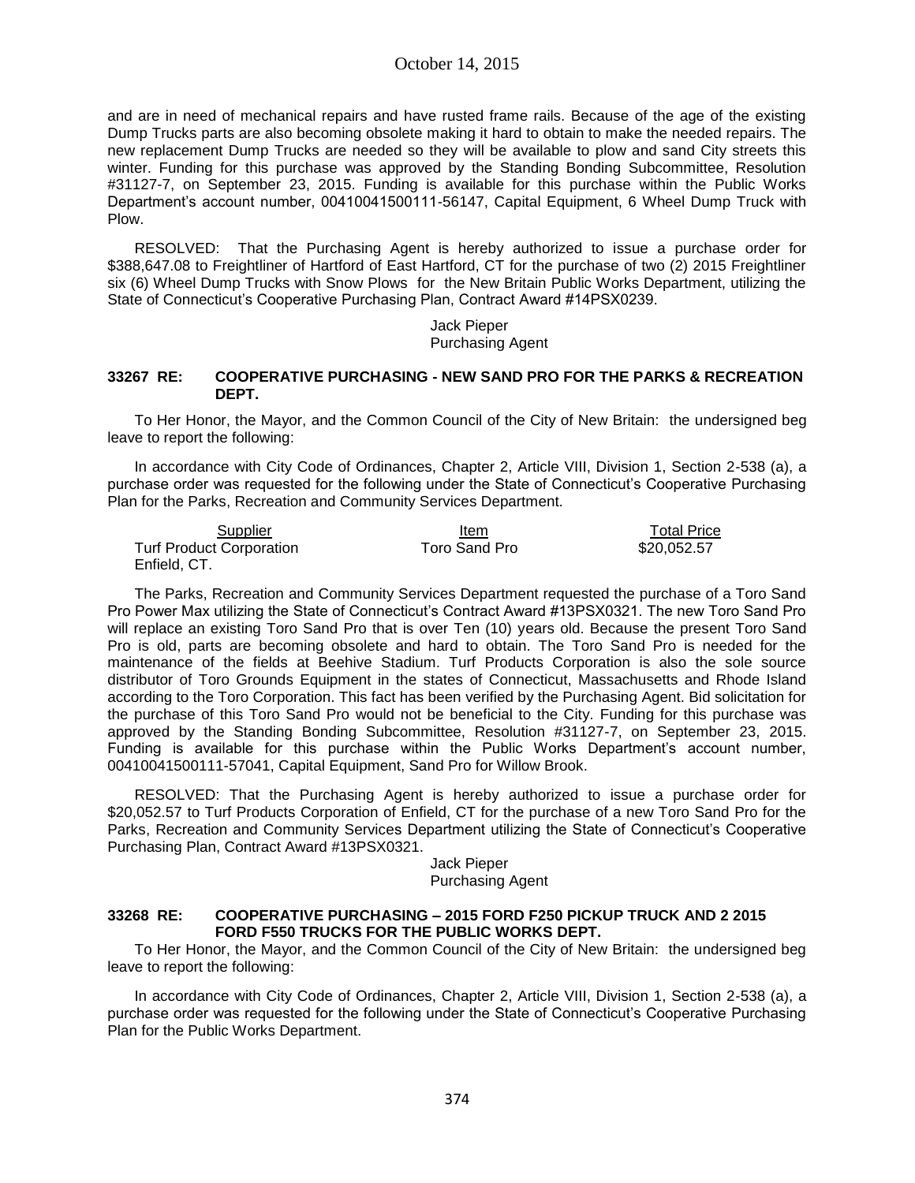and are in need of mechanical repairs and have rusted frame rails. Because of the age of the existing Dump Trucks parts are also becoming obsolete making it hard to obtain to make the needed repairs. The new replacement Dump Trucks are needed so they will be available to plow and sand City streets this winter. Funding for this purchase was approved by the Standing Bonding Subcommittee, Resolution #31127-7, on September 23, 2015. Funding is available for this purchase within the Public Works Department's account number, 00410041500111-56147, Capital Equipment, 6 Wheel Dump Truck with Plow.

RESOLVED: That the Purchasing Agent is hereby authorized to issue a purchase order for $388,647.08 to Freightliner of Hartford of East Hartford, CT for the purchase of two (2) 2015 Freightliner six (6) Wheel Dump Trucks with Snow Plows for the New Britain Public Works Department, utilizing the State of Connecticut's Cooperative Purchasing Plan, Contract Award #14PSX0239.

Jack Pieper
Purchasing Agent

**33267 RE: COOPERATIVE PURCHASING - NEW SAND PRO FOR THE PARKS & RECREATION DEPT.**

To Her Honor, the Mayor, and the Common Council of the City of New Britain: the undersigned beg leave to report the following:

In accordance with City Code of Ordinances, Chapter 2, Article VIII, Division 1, Section 2-538 (a), a purchase order was requested for the following under the State of Connecticut's Cooperative Purchasing Plan for the Parks, Recreation and Community Services Department.

| Supplier | Item | Total Price |
|---|---|---|
| Turf Product Corporation<br>Enfield, CT. | Toro Sand Pro | $20,052.57 |

The Parks, Recreation and Community Services Department requested the purchase of a Toro Sand Pro Power Max utilizing the State of Connecticut's Contract Award #13PSX0321. The new Toro Sand Pro will replace an existing Toro Sand Pro that is over Ten (10) years old. Because the present Toro Sand Pro is old, parts are becoming obsolete and hard to obtain. The Toro Sand Pro is needed for the maintenance of the fields at Beehive Stadium. Turf Products Corporation is also the sole source distributor of Toro Grounds Equipment in the states of Connecticut, Massachusetts and Rhode Island according to the Toro Corporation. This fact has been verified by the Purchasing Agent. Bid solicitation for the purchase of this Toro Sand Pro would not be beneficial to the City. Funding for this purchase was approved by the Standing Bonding Subcommittee, Resolution #31127-7, on September 23, 2015. Funding is available for this purchase within the Public Works Department's account number, 00410041500111-57041, Capital Equipment, Sand Pro for Willow Brook.

RESOLVED: That the Purchasing Agent is hereby authorized to issue a purchase order for $20,052.57 to Turf Products Corporation of Enfield, CT for the purchase of a new Toro Sand Pro for the Parks, Recreation and Community Services Department utilizing the State of Connecticut's Cooperative Purchasing Plan, Contract Award #13PSX0321.

Jack Pieper
Purchasing Agent

**33268 RE: COOPERATIVE PURCHASING – 2015 FORD F250 PICKUP TRUCK AND 2 2015 FORD F550 TRUCKS FOR THE PUBLIC WORKS DEPT.**

To Her Honor, the Mayor, and the Common Council of the City of New Britain: the undersigned beg leave to report the following:

In accordance with City Code of Ordinances, Chapter 2, Article VIII, Division 1, Section 2-538 (a), a purchase order was requested for the following under the State of Connecticut's Cooperative Purchasing Plan for the Public Works Department.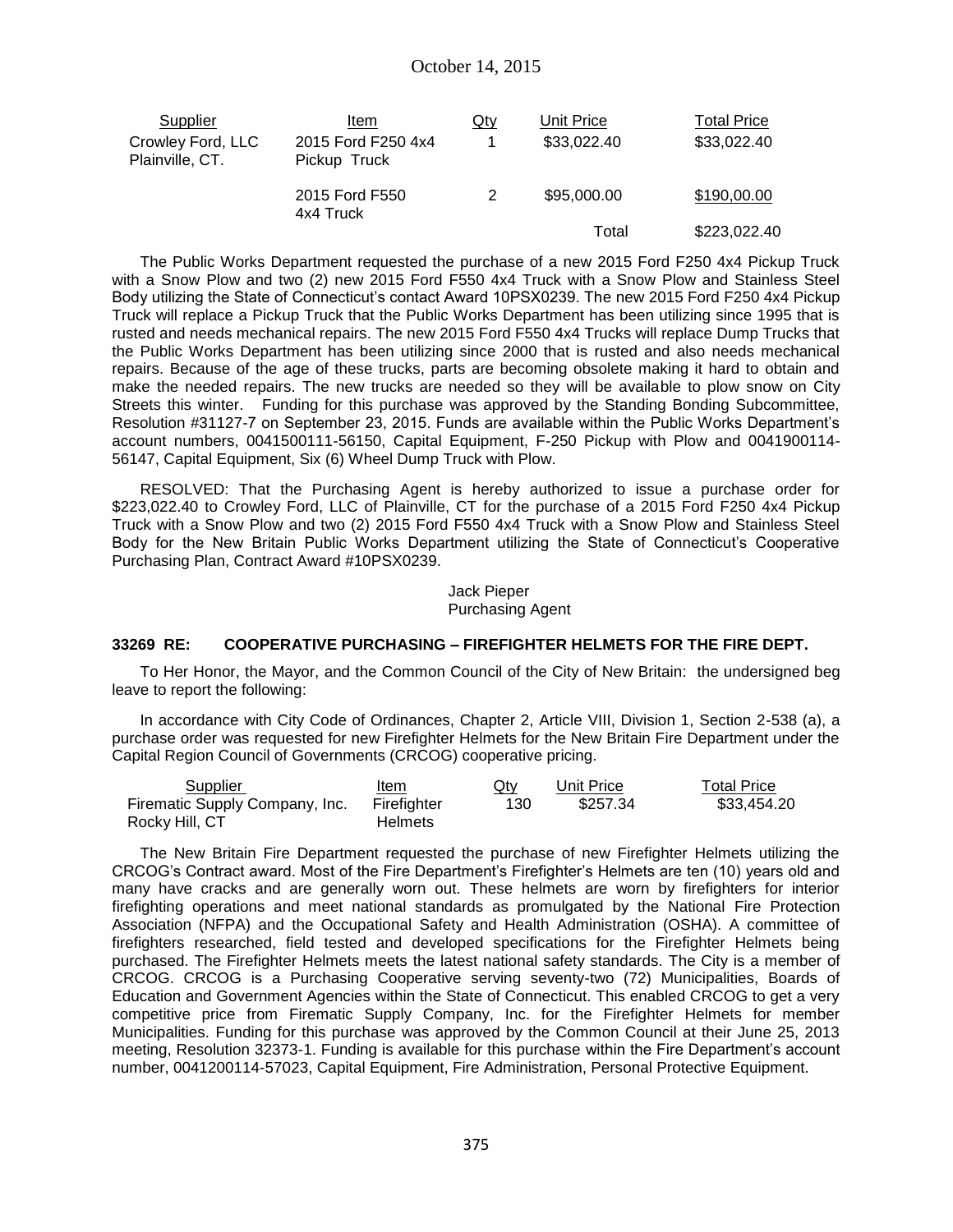| Supplier | Item | Qty | Unit Price | Total Price |
|---|---|---|---|---|
| Crowley Ford, LLC Plainville, CT. | 2015 Ford F250 4x4 Pickup Truck | 1 | $33,022.40 | $33,022.40 |
| | 2015 Ford F550 4x4 Truck | 2 | $95,000.00 | $190,00.00 |
| | | | Total | $223,022.40 |

The Public Works Department requested the purchase of a new 2015 Ford F250 4x4 Pickup Truck with a Snow Plow and two (2) new 2015 Ford F550 4x4 Truck with a Snow Plow and Stainless Steel Body utilizing the State of Connecticut's contact Award 10PSX0239. The new 2015 Ford F250 4x4 Pickup Truck will replace a Pickup Truck that the Public Works Department has been utilizing since 1995 that is rusted and needs mechanical repairs. The new 2015 Ford F550 4x4 Trucks will replace Dump Trucks that the Public Works Department has been utilizing since 2000 that is rusted and also needs mechanical repairs. Because of the age of these trucks, parts are becoming obsolete making it hard to obtain and make the needed repairs. The new trucks are needed so they will be available to plow snow on City Streets this winter. Funding for this purchase was approved by the Standing Bonding Subcommittee, Resolution #31127-7 on September 23, 2015. Funds are available within the Public Works Department's account numbers, 0041500111-56150, Capital Equipment, F-250 Pickup with Plow and 0041900114-56147, Capital Equipment, Six (6) Wheel Dump Truck with Plow.

RESOLVED: That the Purchasing Agent is hereby authorized to issue a purchase order for $223,022.40 to Crowley Ford, LLC of Plainville, CT for the purchase of a 2015 Ford F250 4x4 Pickup Truck with a Snow Plow and two (2) 2015 Ford F550 4x4 Truck with a Snow Plow and Stainless Steel Body for the New Britain Public Works Department utilizing the State of Connecticut's Cooperative Purchasing Plan, Contract Award #10PSX0239.

Jack Pieper
Purchasing Agent

**33269 RE: COOPERATIVE PURCHASING – FIREFIGHTER HELMETS FOR THE FIRE DEPT.**

To Her Honor, the Mayor, and the Common Council of the City of New Britain: the undersigned beg leave to report the following:

In accordance with City Code of Ordinances, Chapter 2, Article VIII, Division 1, Section 2-538 (a), a purchase order was requested for new Firefighter Helmets for the New Britain Fire Department under the Capital Region Council of Governments (CRCOG) cooperative pricing.

| Supplier | Item | Qty | Unit Price | Total Price |
|---|---|---|---|---|
| Firematic Supply Company, Inc. Rocky Hill, CT | Firefighter Helmets | 130 | $257.34 | $33,454.20 |

The New Britain Fire Department requested the purchase of new Firefighter Helmets utilizing the CRCOG's Contract award. Most of the Fire Department's Firefighter's Helmets are ten (10) years old and many have cracks and are generally worn out. These helmets are worn by firefighters for interior firefighting operations and meet national standards as promulgated by the National Fire Protection Association (NFPA) and the Occupational Safety and Health Administration (OSHA). A committee of firefighters researched, field tested and developed specifications for the Firefighter Helmets being purchased. The Firefighter Helmets meets the latest national safety standards. The City is a member of CRCOG. CRCOG is a Purchasing Cooperative serving seventy-two (72) Municipalities, Boards of Education and Government Agencies within the State of Connecticut. This enabled CRCOG to get a very competitive price from Firematic Supply Company, Inc. for the Firefighter Helmets for member Municipalities. Funding for this purchase was approved by the Common Council at their June 25, 2013 meeting, Resolution 32373-1. Funding is available for this purchase within the Fire Department's account number, 0041200114-57023, Capital Equipment, Fire Administration, Personal Protective Equipment.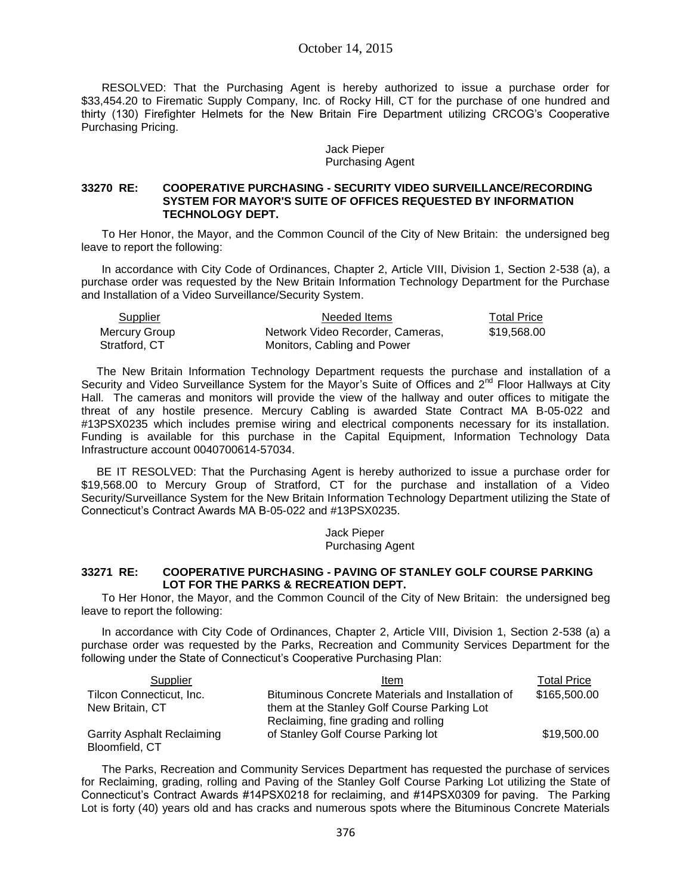RESOLVED: That the Purchasing Agent is hereby authorized to issue a purchase order for $33,454.20 to Firematic Supply Company, Inc. of Rocky Hill, CT for the purchase of one hundred and thirty (130) Firefighter Helmets for the New Britain Fire Department utilizing CRCOG's Cooperative Purchasing Pricing.

Jack Pieper
Purchasing Agent

### 33270 RE: COOPERATIVE PURCHASING - SECURITY VIDEO SURVEILLANCE/RECORDING SYSTEM FOR MAYOR'S SUITE OF OFFICES REQUESTED BY INFORMATION TECHNOLOGY DEPT.

To Her Honor, the Mayor, and the Common Council of the City of New Britain: the undersigned beg leave to report the following:

In accordance with City Code of Ordinances, Chapter 2, Article VIII, Division 1, Section 2-538 (a), a purchase order was requested by the New Britain Information Technology Department for the Purchase and Installation of a Video Surveillance/Security System.

| Supplier | Needed Items | Total Price |
|---|---|---|
| Mercury Group<br>Stratford, CT | Network Video Recorder, Cameras,<br>Monitors, Cabling and Power | $19,568.00 |

The New Britain Information Technology Department requests the purchase and installation of a Security and Video Surveillance System for the Mayor's Suite of Offices and 2nd Floor Hallways at City Hall. The cameras and monitors will provide the view of the hallway and outer offices to mitigate the threat of any hostile presence. Mercury Cabling is awarded State Contract MA B-05-022 and #13PSX0235 which includes premise wiring and electrical components necessary for its installation. Funding is available for this purchase in the Capital Equipment, Information Technology Data Infrastructure account 0040700614-57034.

BE IT RESOLVED: That the Purchasing Agent is hereby authorized to issue a purchase order for $19,568.00 to Mercury Group of Stratford, CT for the purchase and installation of a Video Security/Surveillance System for the New Britain Information Technology Department utilizing the State of Connecticut's Contract Awards MA B-05-022 and #13PSX0235.

Jack Pieper
Purchasing Agent

### 33271 RE: COOPERATIVE PURCHASING - PAVING OF STANLEY GOLF COURSE PARKING LOT FOR THE PARKS & RECREATION DEPT.

To Her Honor, the Mayor, and the Common Council of the City of New Britain: the undersigned beg leave to report the following:

In accordance with City Code of Ordinances, Chapter 2, Article VIII, Division 1, Section 2-538 (a) a purchase order was requested by the Parks, Recreation and Community Services Department for the following under the State of Connecticut's Cooperative Purchasing Plan:

| Supplier | Item | Total Price |
|---|---|---|
| Tilcon Connecticut, Inc.<br>New Britain, CT | Bituminous Concrete Materials and Installation of them at the Stanley Golf Course Parking Lot | $165,500.00 |
| Garrity Asphalt Reclaiming<br>Bloomfield, CT | Reclaiming, fine grading and rolling of Stanley Golf Course Parking lot | $19,500.00 |

The Parks, Recreation and Community Services Department has requested the purchase of services for Reclaiming, grading, rolling and Paving of the Stanley Golf Course Parking Lot utilizing the State of Connecticut's Contract Awards #14PSX0218 for reclaiming, and #14PSX0309 for paving. The Parking Lot is forty (40) years old and has cracks and numerous spots where the Bituminous Concrete Materials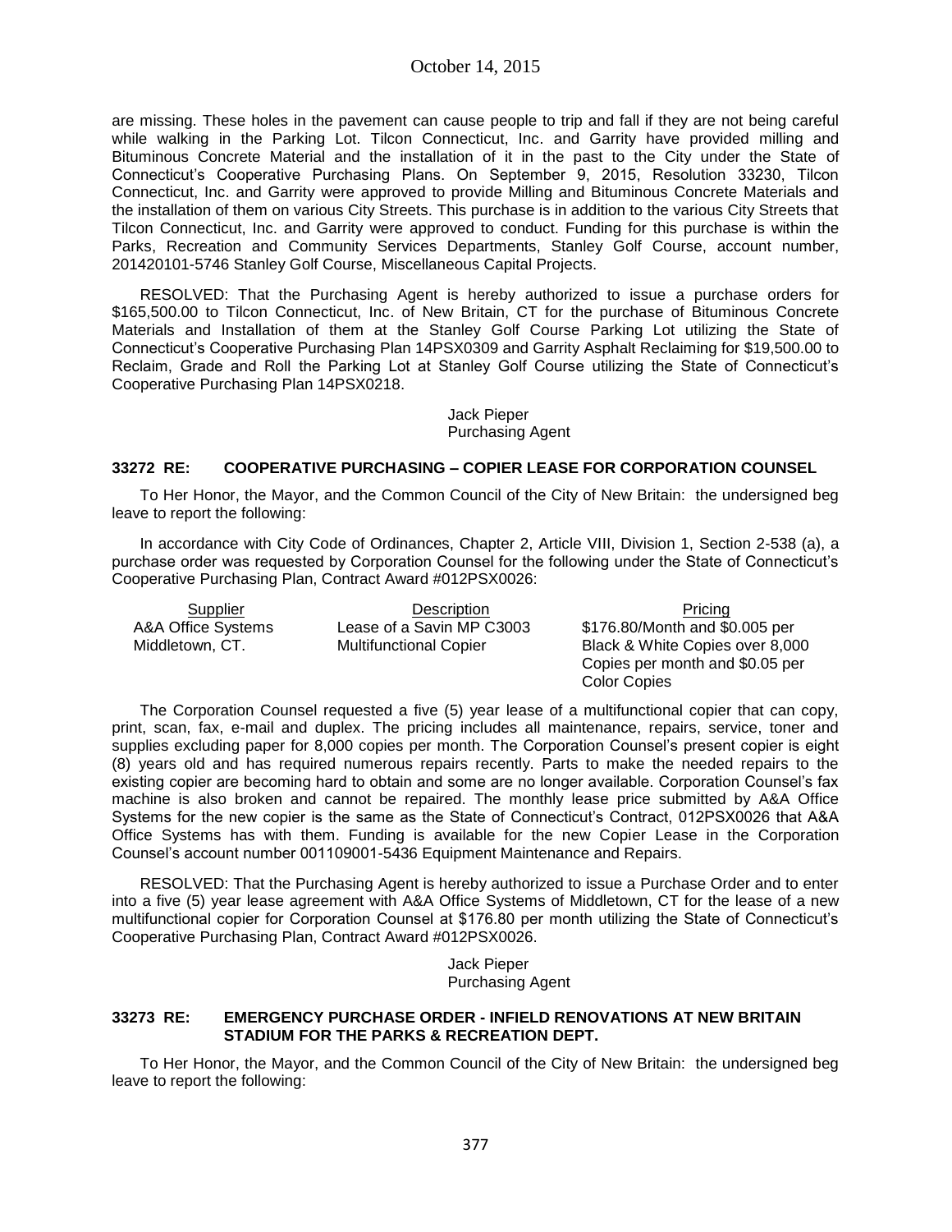are missing. These holes in the pavement can cause people to trip and fall if they are not being careful while walking in the Parking Lot. Tilcon Connecticut, Inc. and Garrity have provided milling and Bituminous Concrete Material and the installation of it in the past to the City under the State of Connecticut's Cooperative Purchasing Plans. On September 9, 2015, Resolution 33230, Tilcon Connecticut, Inc. and Garrity were approved to provide Milling and Bituminous Concrete Materials and the installation of them on various City Streets. This purchase is in addition to the various City Streets that Tilcon Connecticut, Inc. and Garrity were approved to conduct. Funding for this purchase is within the Parks, Recreation and Community Services Departments, Stanley Golf Course, account number, 201420101-5746 Stanley Golf Course, Miscellaneous Capital Projects.

RESOLVED: That the Purchasing Agent is hereby authorized to issue a purchase orders for $165,500.00 to Tilcon Connecticut, Inc. of New Britain, CT for the purchase of Bituminous Concrete Materials and Installation of them at the Stanley Golf Course Parking Lot utilizing the State of Connecticut's Cooperative Purchasing Plan 14PSX0309 and Garrity Asphalt Reclaiming for $19,500.00 to Reclaim, Grade and Roll the Parking Lot at Stanley Golf Course utilizing the State of Connecticut's Cooperative Purchasing Plan 14PSX0218.

Jack Pieper
Purchasing Agent

### 33272 RE: COOPERATIVE PURCHASING – COPIER LEASE FOR CORPORATION COUNSEL

To Her Honor, the Mayor, and the Common Council of the City of New Britain: the undersigned beg leave to report the following:

In accordance with City Code of Ordinances, Chapter 2, Article VIII, Division 1, Section 2-538 (a), a purchase order was requested by Corporation Counsel for the following under the State of Connecticut's Cooperative Purchasing Plan, Contract Award #012PSX0026:

| Supplier | Description | Pricing |
|---|---|---|
| A&A Office Systems Middletown, CT. | Lease of a Savin MP C3003 Multifunctional Copier | $176.80/Month and $0.005 per Black & White Copies over 8,000 Copies per month and $0.05 per Color Copies |

The Corporation Counsel requested a five (5) year lease of a multifunctional copier that can copy, print, scan, fax, e-mail and duplex. The pricing includes all maintenance, repairs, service, toner and supplies excluding paper for 8,000 copies per month. The Corporation Counsel's present copier is eight (8) years old and has required numerous repairs recently. Parts to make the needed repairs to the existing copier are becoming hard to obtain and some are no longer available. Corporation Counsel's fax machine is also broken and cannot be repaired. The monthly lease price submitted by A&A Office Systems for the new copier is the same as the State of Connecticut's Contract, 012PSX0026 that A&A Office Systems has with them. Funding is available for the new Copier Lease in the Corporation Counsel's account number 001109001-5436 Equipment Maintenance and Repairs.

RESOLVED: That the Purchasing Agent is hereby authorized to issue a Purchase Order and to enter into a five (5) year lease agreement with A&A Office Systems of Middletown, CT for the lease of a new multifunctional copier for Corporation Counsel at $176.80 per month utilizing the State of Connecticut's Cooperative Purchasing Plan, Contract Award #012PSX0026.

Jack Pieper
Purchasing Agent

### 33273 RE: EMERGENCY PURCHASE ORDER - INFIELD RENOVATIONS AT NEW BRITAIN STADIUM FOR THE PARKS & RECREATION DEPT.

To Her Honor, the Mayor, and the Common Council of the City of New Britain: the undersigned beg leave to report the following: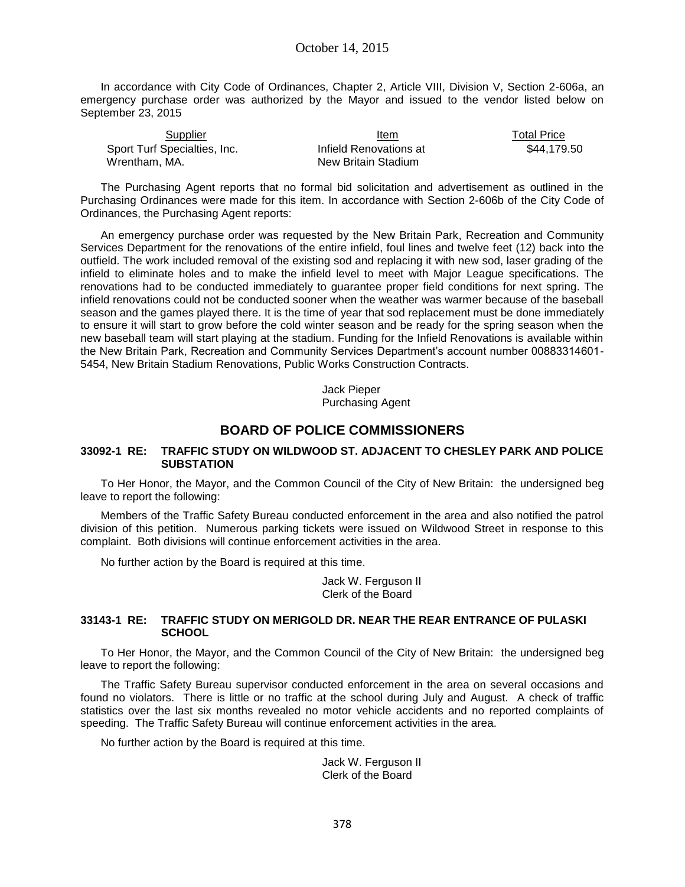In accordance with City Code of Ordinances, Chapter 2, Article VIII, Division V, Section 2-606a, an emergency purchase order was authorized by the Mayor and issued to the vendor listed below on September 23, 2015

| Supplier | Item | Total Price |
|---|---|---|
| Sport Turf Specialties, Inc. Wrentham, MA. | Infield Renovations at New Britain Stadium | $44,179.50 |

The Purchasing Agent reports that no formal bid solicitation and advertisement as outlined in the Purchasing Ordinances were made for this item. In accordance with Section 2-606b of the City Code of Ordinances, the Purchasing Agent reports:

An emergency purchase order was requested by the New Britain Park, Recreation and Community Services Department for the renovations of the entire infield, foul lines and twelve feet (12) back into the outfield. The work included removal of the existing sod and replacing it with new sod, laser grading of the infield to eliminate holes and to make the infield level to meet with Major League specifications. The renovations had to be conducted immediately to guarantee proper field conditions for next spring. The infield renovations could not be conducted sooner when the weather was warmer because of the baseball season and the games played there. It is the time of year that sod replacement must be done immediately to ensure it will start to grow before the cold winter season and be ready for the spring season when the new baseball team will start playing at the stadium. Funding for the Infield Renovations is available within the New Britain Park, Recreation and Community Services Department's account number 00883314601-5454, New Britain Stadium Renovations, Public Works Construction Contracts.

Jack Pieper
Purchasing Agent

## BOARD OF POLICE COMMISSIONERS

### 33092-1 RE: TRAFFIC STUDY ON WILDWOOD ST. ADJACENT TO CHESLEY PARK AND POLICE SUBSTATION

To Her Honor, the Mayor, and the Common Council of the City of New Britain: the undersigned beg leave to report the following:

Members of the Traffic Safety Bureau conducted enforcement in the area and also notified the patrol division of this petition. Numerous parking tickets were issued on Wildwood Street in response to this complaint. Both divisions will continue enforcement activities in the area.

No further action by the Board is required at this time.

Jack W. Ferguson II
Clerk of the Board

### 33143-1 RE: TRAFFIC STUDY ON MERIGOLD DR. NEAR THE REAR ENTRANCE OF PULASKI SCHOOL

To Her Honor, the Mayor, and the Common Council of the City of New Britain: the undersigned beg leave to report the following:

The Traffic Safety Bureau supervisor conducted enforcement in the area on several occasions and found no violators. There is little or no traffic at the school during July and August. A check of traffic statistics over the last six months revealed no motor vehicle accidents and no reported complaints of speeding. The Traffic Safety Bureau will continue enforcement activities in the area.

No further action by the Board is required at this time.

Jack W. Ferguson II
Clerk of the Board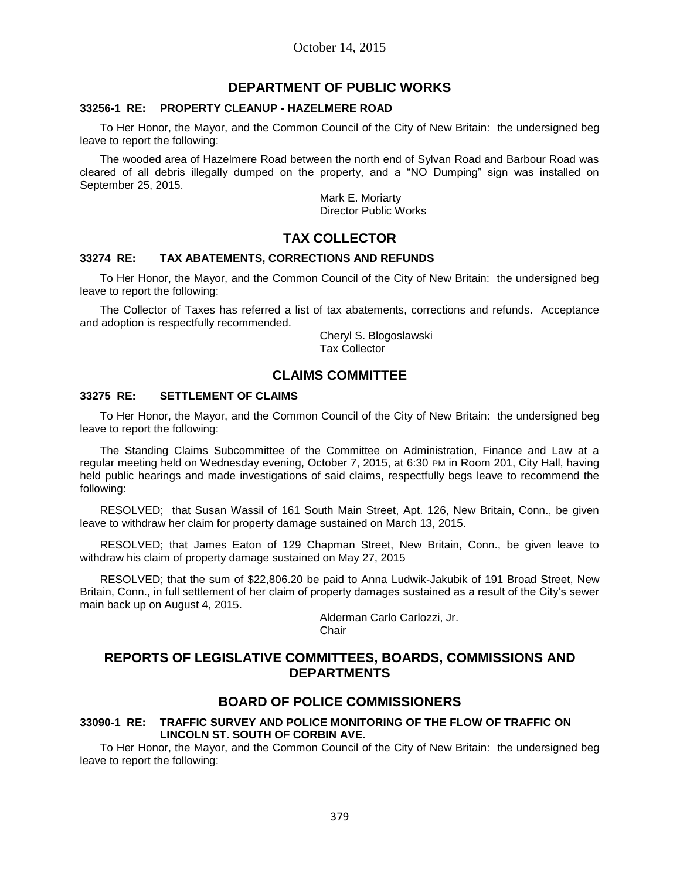## DEPARTMENT OF PUBLIC WORKS

**33256-1 RE: PROPERTY CLEANUP - HAZELMERE ROAD**

To Her Honor, the Mayor, and the Common Council of the City of New Britain: the undersigned beg leave to report the following:

The wooded area of Hazelmere Road between the north end of Sylvan Road and Barbour Road was cleared of all debris illegally dumped on the property, and a "NO Dumping" sign was installed on September 25, 2015.

Mark E. Moriarty
Director Public Works

## TAX COLLECTOR

**33274 RE: TAX ABATEMENTS, CORRECTIONS AND REFUNDS**

To Her Honor, the Mayor, and the Common Council of the City of New Britain: the undersigned beg leave to report the following:

The Collector of Taxes has referred a list of tax abatements, corrections and refunds. Acceptance and adoption is respectfully recommended.

Cheryl S. Blogoslawski
Tax Collector

## CLAIMS COMMITTEE

**33275 RE: SETTLEMENT OF CLAIMS**

To Her Honor, the Mayor, and the Common Council of the City of New Britain: the undersigned beg leave to report the following:

The Standing Claims Subcommittee of the Committee on Administration, Finance and Law at a regular meeting held on Wednesday evening, October 7, 2015, at 6:30 PM in Room 201, City Hall, having held public hearings and made investigations of said claims, respectfully begs leave to recommend the following:

RESOLVED; that Susan Wassil of 161 South Main Street, Apt. 126, New Britain, Conn., be given leave to withdraw her claim for property damage sustained on March 13, 2015.

RESOLVED; that James Eaton of 129 Chapman Street, New Britain, Conn., be given leave to withdraw his claim of property damage sustained on May 27, 2015

RESOLVED; that the sum of $22,806.20 be paid to Anna Ludwik-Jakubik of 191 Broad Street, New Britain, Conn., in full settlement of her claim of property damages sustained as a result of the City's sewer main back up on August 4, 2015.

Alderman Carlo Carlozzi, Jr.
Chair

## REPORTS OF LEGISLATIVE COMMITTEES, BOARDS, COMMISSIONS AND DEPARTMENTS

## BOARD OF POLICE COMMISSIONERS

**33090-1 RE: TRAFFIC SURVEY AND POLICE MONITORING OF THE FLOW OF TRAFFIC ON LINCOLN ST. SOUTH OF CORBIN AVE.**

To Her Honor, the Mayor, and the Common Council of the City of New Britain: the undersigned beg leave to report the following: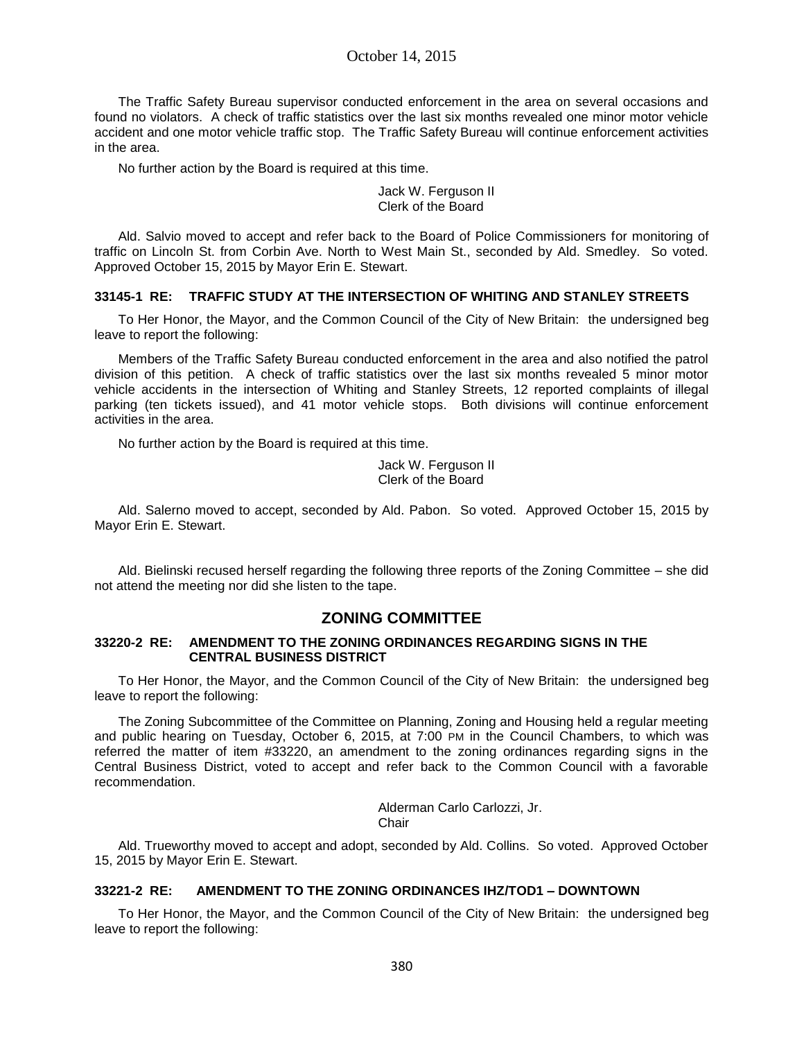The Traffic Safety Bureau supervisor conducted enforcement in the area on several occasions and found no violators. A check of traffic statistics over the last six months revealed one minor motor vehicle accident and one motor vehicle traffic stop. The Traffic Safety Bureau will continue enforcement activities in the area.

No further action by the Board is required at this time.

Jack W. Ferguson II
Clerk of the Board

Ald. Salvio moved to accept and refer back to the Board of Police Commissioners for monitoring of traffic on Lincoln St. from Corbin Ave. North to West Main St., seconded by Ald. Smedley. So voted. Approved October 15, 2015 by Mayor Erin E. Stewart.

#### 33145-1 RE: TRAFFIC STUDY AT THE INTERSECTION OF WHITING AND STANLEY STREETS

To Her Honor, the Mayor, and the Common Council of the City of New Britain: the undersigned beg leave to report the following:

Members of the Traffic Safety Bureau conducted enforcement in the area and also notified the patrol division of this petition. A check of traffic statistics over the last six months revealed 5 minor motor vehicle accidents in the intersection of Whiting and Stanley Streets, 12 reported complaints of illegal parking (ten tickets issued), and 41 motor vehicle stops. Both divisions will continue enforcement activities in the area.

No further action by the Board is required at this time.

Jack W. Ferguson II
Clerk of the Board

Ald. Salerno moved to accept, seconded by Ald. Pabon. So voted. Approved October 15, 2015 by Mayor Erin E. Stewart.

Ald. Bielinski recused herself regarding the following three reports of the Zoning Committee – she did not attend the meeting nor did she listen to the tape.

## ZONING COMMITTEE

#### 33220-2 RE: AMENDMENT TO THE ZONING ORDINANCES REGARDING SIGNS IN THE CENTRAL BUSINESS DISTRICT

To Her Honor, the Mayor, and the Common Council of the City of New Britain: the undersigned beg leave to report the following:

The Zoning Subcommittee of the Committee on Planning, Zoning and Housing held a regular meeting and public hearing on Tuesday, October 6, 2015, at 7:00 PM in the Council Chambers, to which was referred the matter of item #33220, an amendment to the zoning ordinances regarding signs in the Central Business District, voted to accept and refer back to the Common Council with a favorable recommendation.

Alderman Carlo Carlozzi, Jr.
Chair

Ald. Trueworthy moved to accept and adopt, seconded by Ald. Collins. So voted. Approved October 15, 2015 by Mayor Erin E. Stewart.

#### 33221-2 RE: AMENDMENT TO THE ZONING ORDINANCES IHZ/TOD1 – DOWNTOWN

To Her Honor, the Mayor, and the Common Council of the City of New Britain: the undersigned beg leave to report the following: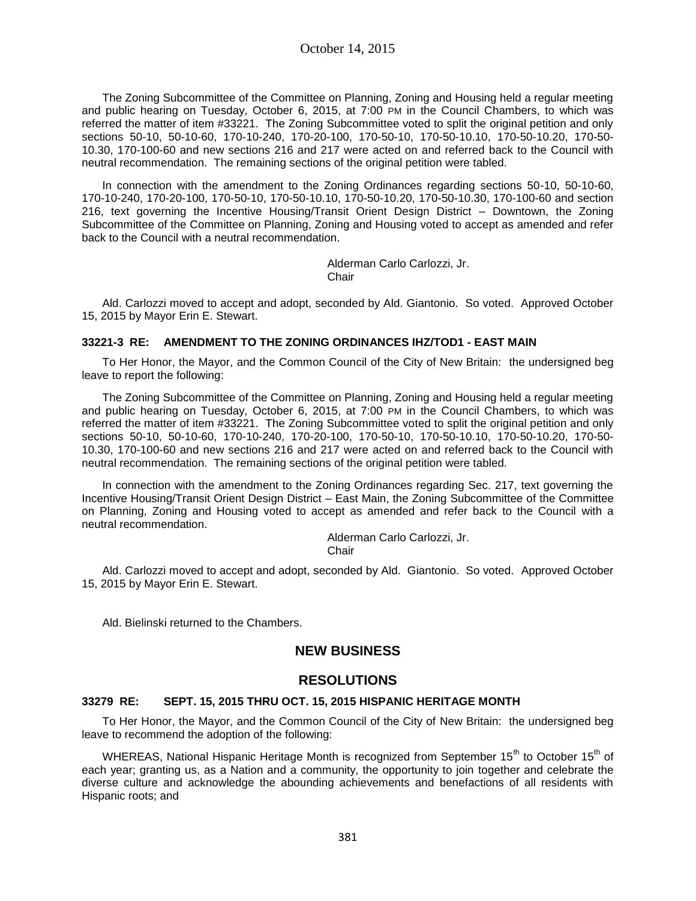The Zoning Subcommittee of the Committee on Planning, Zoning and Housing held a regular meeting and public hearing on Tuesday, October 6, 2015, at 7:00 PM in the Council Chambers, to which was referred the matter of item #33221. The Zoning Subcommittee voted to split the original petition and only sections 50-10, 50-10-60, 170-10-240, 170-20-100, 170-50-10, 170-50-10.10, 170-50-10.20, 170-50-10.30, 170-100-60 and new sections 216 and 217 were acted on and referred back to the Council with neutral recommendation. The remaining sections of the original petition were tabled.

In connection with the amendment to the Zoning Ordinances regarding sections 50-10, 50-10-60, 170-10-240, 170-20-100, 170-50-10, 170-50-10.10, 170-50-10.20, 170-50-10.30, 170-100-60 and section 216, text governing the Incentive Housing/Transit Orient Design District – Downtown, the Zoning Subcommittee of the Committee on Planning, Zoning and Housing voted to accept as amended and refer back to the Council with a neutral recommendation.

Alderman Carlo Carlozzi, Jr.
Chair

Ald. Carlozzi moved to accept and adopt, seconded by Ald. Giantonio. So voted. Approved October 15, 2015 by Mayor Erin E. Stewart.

#### 33221-3 RE: AMENDMENT TO THE ZONING ORDINANCES IHZ/TOD1 - EAST MAIN

To Her Honor, the Mayor, and the Common Council of the City of New Britain: the undersigned beg leave to report the following:

The Zoning Subcommittee of the Committee on Planning, Zoning and Housing held a regular meeting and public hearing on Tuesday, October 6, 2015, at 7:00 PM in the Council Chambers, to which was referred the matter of item #33221. The Zoning Subcommittee voted to split the original petition and only sections 50-10, 50-10-60, 170-10-240, 170-20-100, 170-50-10, 170-50-10.10, 170-50-10.20, 170-50-10.30, 170-100-60 and new sections 216 and 217 were acted on and referred back to the Council with neutral recommendation. The remaining sections of the original petition were tabled.

In connection with the amendment to the Zoning Ordinances regarding Sec. 217, text governing the Incentive Housing/Transit Orient Design District – East Main, the Zoning Subcommittee of the Committee on Planning, Zoning and Housing voted to accept as amended and refer back to the Council with a neutral recommendation.

Alderman Carlo Carlozzi, Jr.
Chair

Ald. Carlozzi moved to accept and adopt, seconded by Ald. Giantonio. So voted. Approved October 15, 2015 by Mayor Erin E. Stewart.

Ald. Bielinski returned to the Chambers.

## NEW BUSINESS

## RESOLUTIONS

#### 33279 RE: SEPT. 15, 2015 THRU OCT. 15, 2015 HISPANIC HERITAGE MONTH

To Her Honor, the Mayor, and the Common Council of the City of New Britain: the undersigned beg leave to recommend the adoption of the following:

WHEREAS, National Hispanic Heritage Month is recognized from September 15th to October 15th of each year; granting us, as a Nation and a community, the opportunity to join together and celebrate the diverse culture and acknowledge the abounding achievements and benefactions of all residents with Hispanic roots; and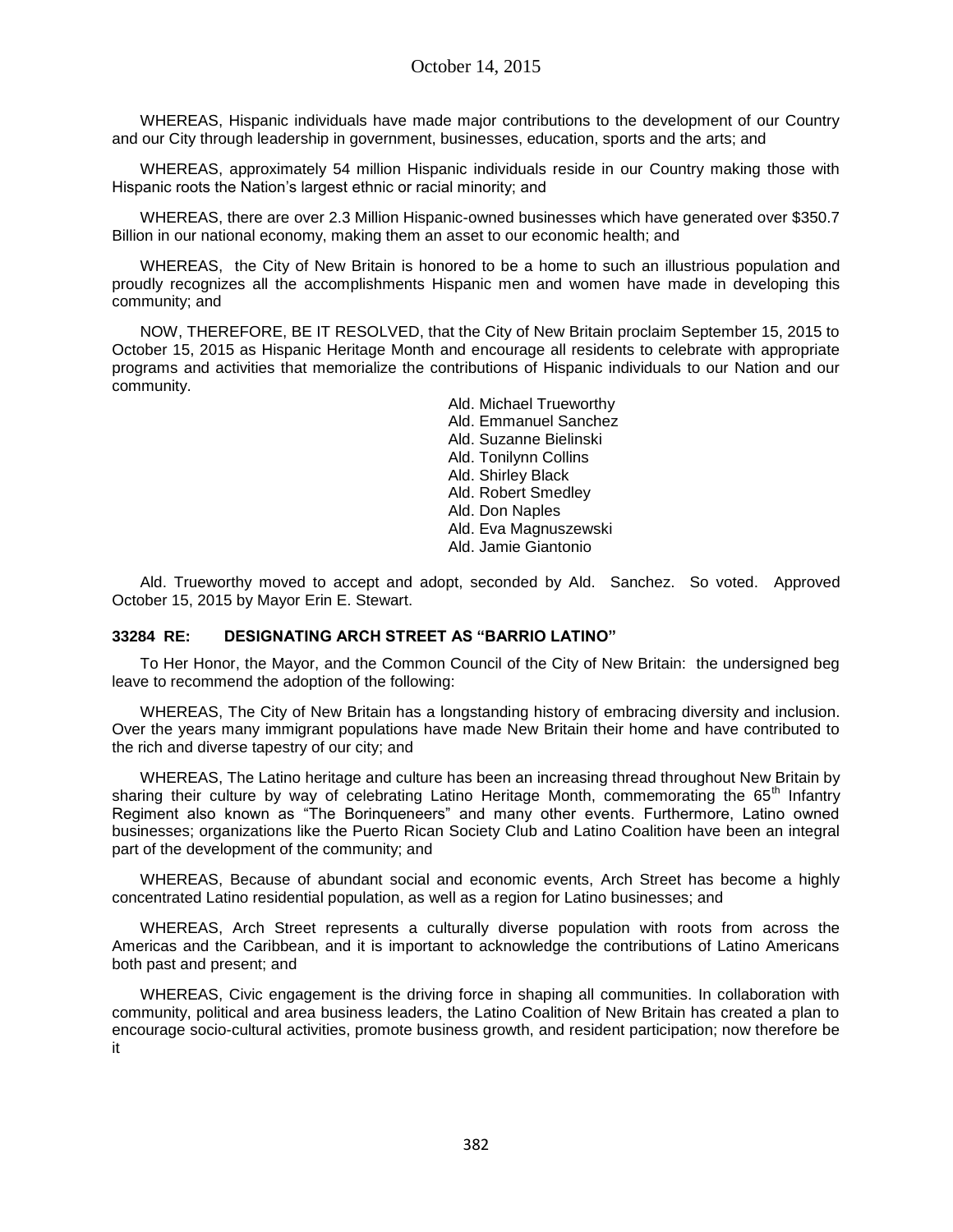WHEREAS, Hispanic individuals have made major contributions to the development of our Country and our City through leadership in government, businesses, education, sports and the arts; and

WHEREAS, approximately 54 million Hispanic individuals reside in our Country making those with Hispanic roots the Nation's largest ethnic or racial minority; and

WHEREAS, there are over 2.3 Million Hispanic-owned businesses which have generated over $350.7 Billion in our national economy, making them an asset to our economic health; and

WHEREAS, the City of New Britain is honored to be a home to such an illustrious population and proudly recognizes all the accomplishments Hispanic men and women have made in developing this community; and

NOW, THEREFORE, BE IT RESOLVED, that the City of New Britain proclaim September 15, 2015 to October 15, 2015 as Hispanic Heritage Month and encourage all residents to celebrate with appropriate programs and activities that memorialize the contributions of Hispanic individuals to our Nation and our community.

Ald. Michael Trueworthy
Ald. Emmanuel Sanchez
Ald. Suzanne Bielinski
Ald. Tonilynn Collins
Ald. Shirley Black
Ald. Robert Smedley
Ald. Don Naples
Ald. Eva Magnuszewski
Ald. Jamie Giantonio

Ald. Trueworthy moved to accept and adopt, seconded by Ald. Sanchez. So voted. Approved October 15, 2015 by Mayor Erin E. Stewart.

### 33284 RE: DESIGNATING ARCH STREET AS "BARRIO LATINO"

To Her Honor, the Mayor, and the Common Council of the City of New Britain: the undersigned beg leave to recommend the adoption of the following:

WHEREAS, The City of New Britain has a longstanding history of embracing diversity and inclusion. Over the years many immigrant populations have made New Britain their home and have contributed to the rich and diverse tapestry of our city; and

WHEREAS, The Latino heritage and culture has been an increasing thread throughout New Britain by sharing their culture by way of celebrating Latino Heritage Month, commemorating the 65th Infantry Regiment also known as "The Borinqueneers" and many other events. Furthermore, Latino owned businesses; organizations like the Puerto Rican Society Club and Latino Coalition have been an integral part of the development of the community; and

WHEREAS, Because of abundant social and economic events, Arch Street has become a highly concentrated Latino residential population, as well as a region for Latino businesses; and

WHEREAS, Arch Street represents a culturally diverse population with roots from across the Americas and the Caribbean, and it is important to acknowledge the contributions of Latino Americans both past and present; and

WHEREAS, Civic engagement is the driving force in shaping all communities. In collaboration with community, political and area business leaders, the Latino Coalition of New Britain has created a plan to encourage socio-cultural activities, promote business growth, and resident participation; now therefore be it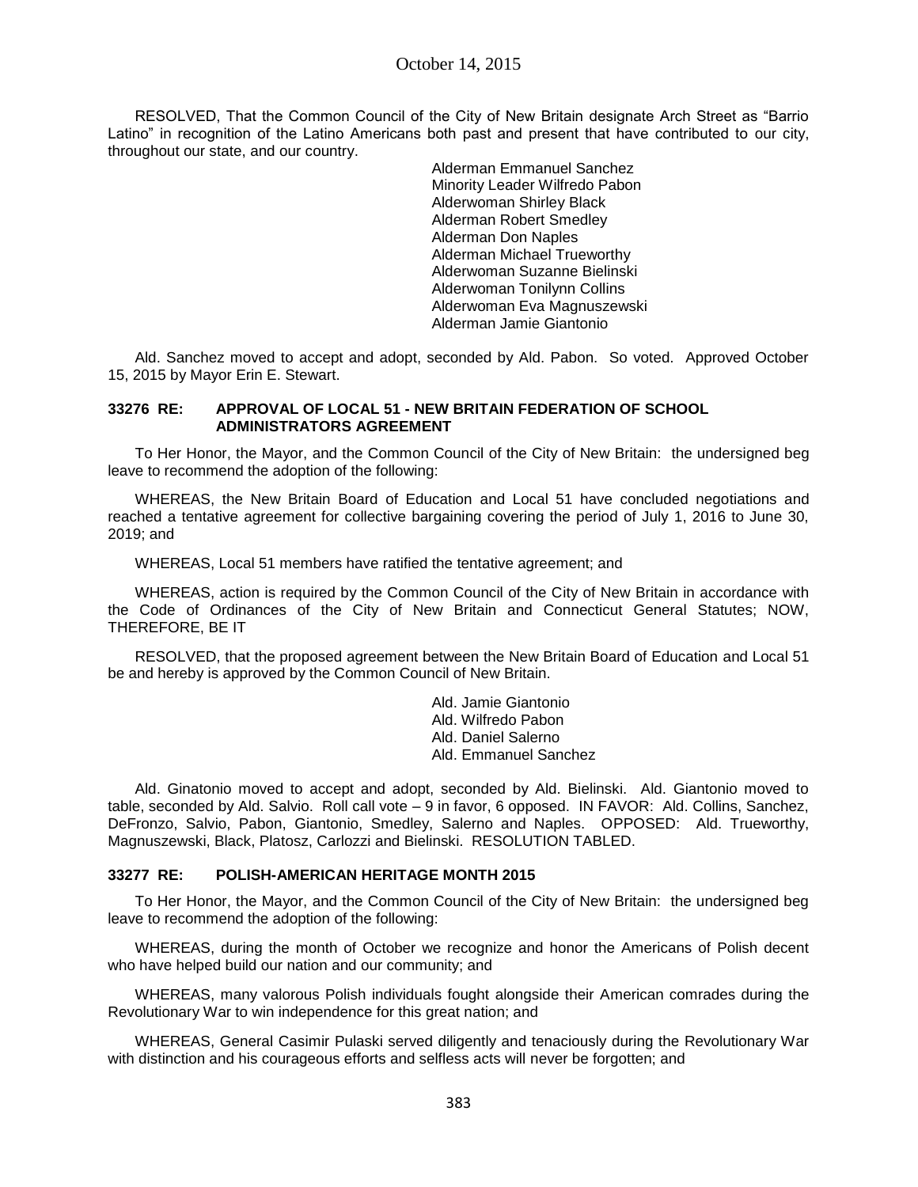RESOLVED, That the Common Council of the City of New Britain designate Arch Street as "Barrio Latino" in recognition of the Latino Americans both past and present that have contributed to our city, throughout our state, and our country.

Alderman Emmanuel Sanchez
Minority Leader Wilfredo Pabon
Alderwoman Shirley Black
Alderman Robert Smedley
Alderman Don Naples
Alderman Michael Trueworthy
Alderwoman Suzanne Bielinski
Alderwoman Tonilynn Collins
Alderwoman Eva Magnuszewski
Alderman Jamie Giantonio

Ald. Sanchez moved to accept and adopt, seconded by Ald. Pabon. So voted. Approved October 15, 2015 by Mayor Erin E. Stewart.

**33276 RE: APPROVAL OF LOCAL 51 - NEW BRITAIN FEDERATION OF SCHOOL ADMINISTRATORS AGREEMENT**

To Her Honor, the Mayor, and the Common Council of the City of New Britain: the undersigned beg leave to recommend the adoption of the following:

WHEREAS, the New Britain Board of Education and Local 51 have concluded negotiations and reached a tentative agreement for collective bargaining covering the period of July 1, 2016 to June 30, 2019; and

WHEREAS, Local 51 members have ratified the tentative agreement; and

WHEREAS, action is required by the Common Council of the City of New Britain in accordance with the Code of Ordinances of the City of New Britain and Connecticut General Statutes; NOW, THEREFORE, BE IT

RESOLVED, that the proposed agreement between the New Britain Board of Education and Local 51 be and hereby is approved by the Common Council of New Britain.

Ald. Jamie Giantonio
Ald. Wilfredo Pabon
Ald. Daniel Salerno
Ald. Emmanuel Sanchez

Ald. Ginatonio moved to accept and adopt, seconded by Ald. Bielinski. Ald. Giantonio moved to table, seconded by Ald. Salvio. Roll call vote – 9 in favor, 6 opposed. IN FAVOR: Ald. Collins, Sanchez, DeFronzo, Salvio, Pabon, Giantonio, Smedley, Salerno and Naples. OPPOSED: Ald. Trueworthy, Magnuszewski, Black, Platosz, Carlozzi and Bielinski. RESOLUTION TABLED.

**33277 RE: POLISH-AMERICAN HERITAGE MONTH 2015**

To Her Honor, the Mayor, and the Common Council of the City of New Britain: the undersigned beg leave to recommend the adoption of the following:

WHEREAS, during the month of October we recognize and honor the Americans of Polish decent who have helped build our nation and our community; and

WHEREAS, many valorous Polish individuals fought alongside their American comrades during the Revolutionary War to win independence for this great nation; and

WHEREAS, General Casimir Pulaski served diligently and tenaciously during the Revolutionary War with distinction and his courageous efforts and selfless acts will never be forgotten; and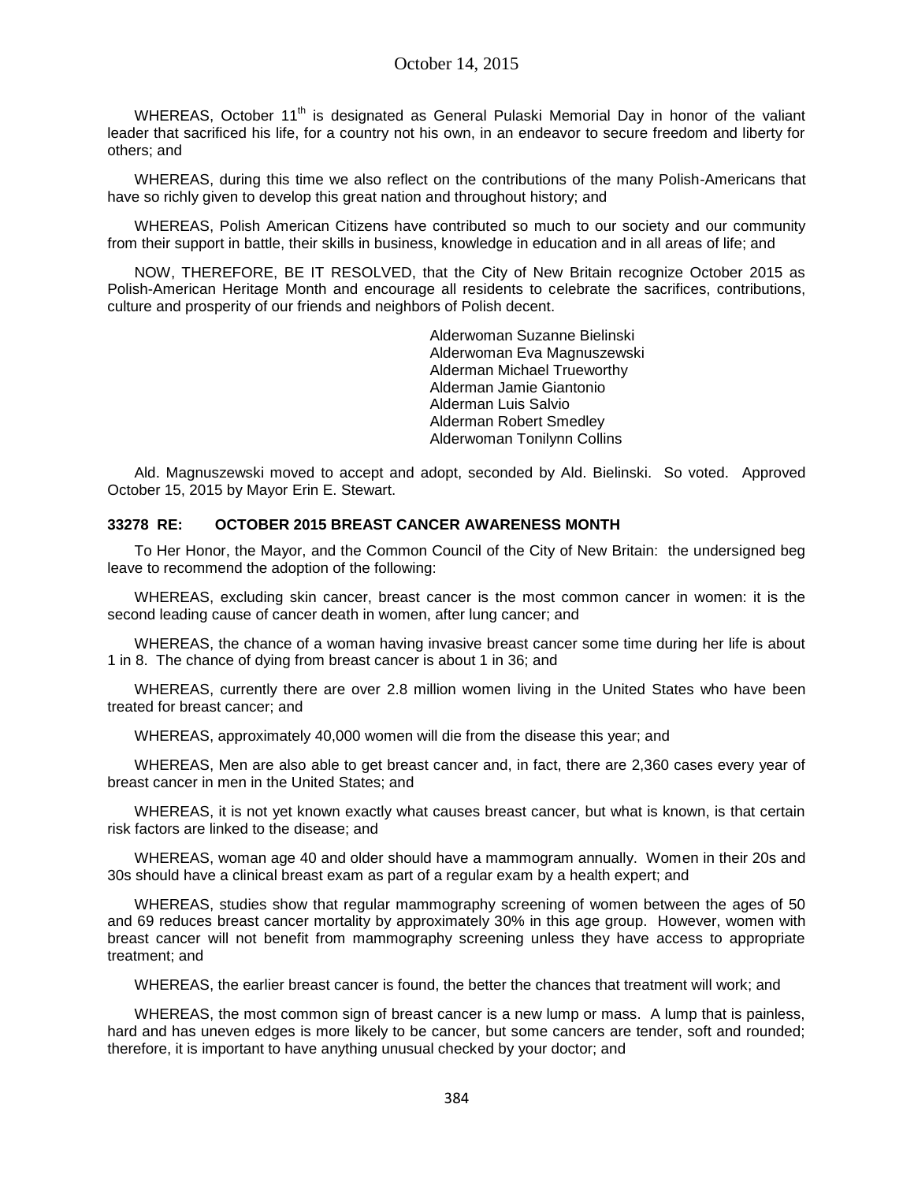WHEREAS, October 11th is designated as General Pulaski Memorial Day in honor of the valiant leader that sacrificed his life, for a country not his own, in an endeavor to secure freedom and liberty for others; and

WHEREAS, during this time we also reflect on the contributions of the many Polish-Americans that have so richly given to develop this great nation and throughout history; and

WHEREAS, Polish American Citizens have contributed so much to our society and our community from their support in battle, their skills in business, knowledge in education and in all areas of life; and

NOW, THEREFORE, BE IT RESOLVED, that the City of New Britain recognize October 2015 as Polish-American Heritage Month and encourage all residents to celebrate the sacrifices, contributions, culture and prosperity of our friends and neighbors of Polish decent.

Alderwoman Suzanne Bielinski
Alderwoman Eva Magnuszewski
Alderman Michael Trueworthy
Alderman Jamie Giantonio
Alderman Luis Salvio
Alderman Robert Smedley
Alderwoman Tonilynn Collins

Ald. Magnuszewski moved to accept and adopt, seconded by Ald. Bielinski. So voted. Approved October 15, 2015 by Mayor Erin E. Stewart.

**33278 RE: OCTOBER 2015 BREAST CANCER AWARENESS MONTH**

To Her Honor, the Mayor, and the Common Council of the City of New Britain: the undersigned beg leave to recommend the adoption of the following:

WHEREAS, excluding skin cancer, breast cancer is the most common cancer in women: it is the second leading cause of cancer death in women, after lung cancer; and

WHEREAS, the chance of a woman having invasive breast cancer some time during her life is about 1 in 8. The chance of dying from breast cancer is about 1 in 36; and

WHEREAS, currently there are over 2.8 million women living in the United States who have been treated for breast cancer; and

WHEREAS, approximately 40,000 women will die from the disease this year; and

WHEREAS, Men are also able to get breast cancer and, in fact, there are 2,360 cases every year of breast cancer in men in the United States; and

WHEREAS, it is not yet known exactly what causes breast cancer, but what is known, is that certain risk factors are linked to the disease; and

WHEREAS, woman age 40 and older should have a mammogram annually. Women in their 20s and 30s should have a clinical breast exam as part of a regular exam by a health expert; and

WHEREAS, studies show that regular mammography screening of women between the ages of 50 and 69 reduces breast cancer mortality by approximately 30% in this age group. However, women with breast cancer will not benefit from mammography screening unless they have access to appropriate treatment; and

WHEREAS, the earlier breast cancer is found, the better the chances that treatment will work; and

WHEREAS, the most common sign of breast cancer is a new lump or mass. A lump that is painless, hard and has uneven edges is more likely to be cancer, but some cancers are tender, soft and rounded; therefore, it is important to have anything unusual checked by your doctor; and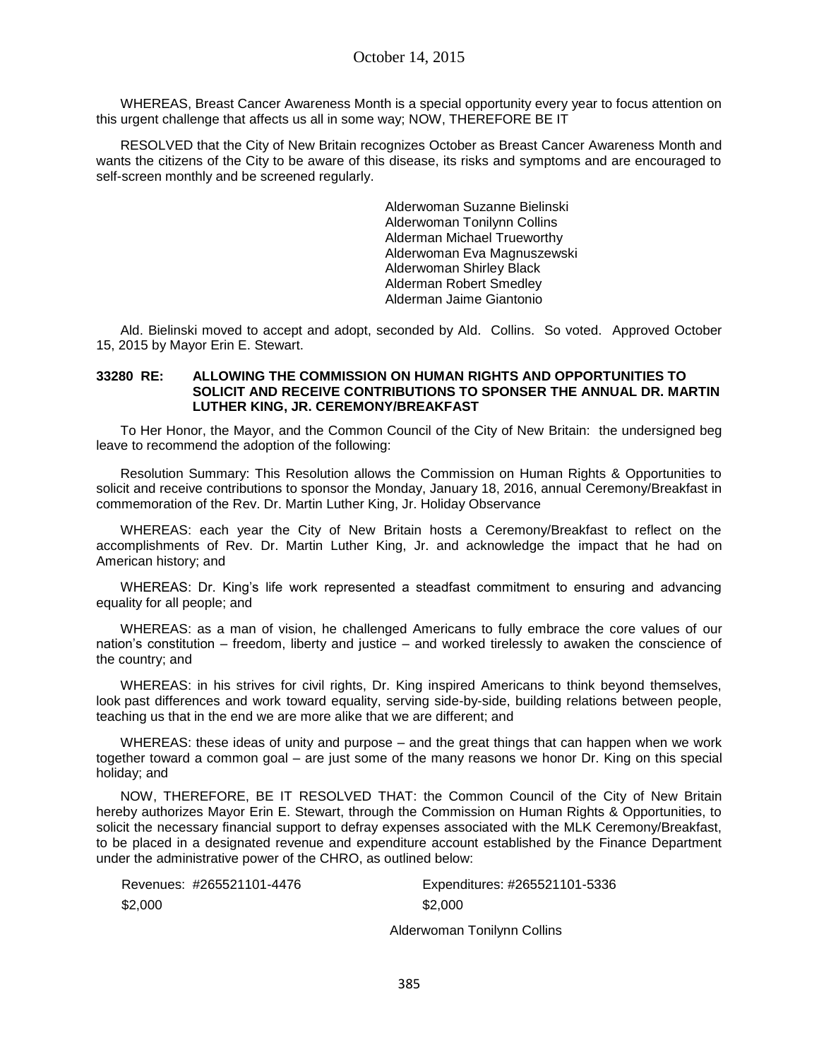WHEREAS, Breast Cancer Awareness Month is a special opportunity every year to focus attention on this urgent challenge that affects us all in some way; NOW, THEREFORE BE IT

RESOLVED that the City of New Britain recognizes October as Breast Cancer Awareness Month and wants the citizens of the City to be aware of this disease, its risks and symptoms and are encouraged to self-screen monthly and be screened regularly.

Alderwoman Suzanne Bielinski
Alderwoman Tonilynn Collins
Alderman Michael Trueworthy
Alderwoman Eva Magnuszewski
Alderwoman Shirley Black
Alderman Robert Smedley
Alderman Jaime Giantonio

Ald. Bielinski moved to accept and adopt, seconded by Ald. Collins. So voted. Approved October 15, 2015 by Mayor Erin E. Stewart.

**33280 RE: ALLOWING THE COMMISSION ON HUMAN RIGHTS AND OPPORTUNITIES TO SOLICIT AND RECEIVE CONTRIBUTIONS TO SPONSER THE ANNUAL DR. MARTIN LUTHER KING, JR. CEREMONY/BREAKFAST**

To Her Honor, the Mayor, and the Common Council of the City of New Britain: the undersigned beg leave to recommend the adoption of the following:

Resolution Summary: This Resolution allows the Commission on Human Rights & Opportunities to solicit and receive contributions to sponsor the Monday, January 18, 2016, annual Ceremony/Breakfast in commemoration of the Rev. Dr. Martin Luther King, Jr. Holiday Observance

WHEREAS: each year the City of New Britain hosts a Ceremony/Breakfast to reflect on the accomplishments of Rev. Dr. Martin Luther King, Jr. and acknowledge the impact that he had on American history; and

WHEREAS: Dr. King's life work represented a steadfast commitment to ensuring and advancing equality for all people; and

WHEREAS: as a man of vision, he challenged Americans to fully embrace the core values of our nation's constitution – freedom, liberty and justice – and worked tirelessly to awaken the conscience of the country; and

WHEREAS: in his strives for civil rights, Dr. King inspired Americans to think beyond themselves, look past differences and work toward equality, serving side-by-side, building relations between people, teaching us that in the end we are more alike that we are different; and

WHEREAS: these ideas of unity and purpose – and the great things that can happen when we work together toward a common goal – are just some of the many reasons we honor Dr. King on this special holiday; and

NOW, THEREFORE, BE IT RESOLVED THAT: the Common Council of the City of New Britain hereby authorizes Mayor Erin E. Stewart, through the Commission on Human Rights & Opportunities, to solicit the necessary financial support to defray expenses associated with the MLK Ceremony/Breakfast, to be placed in a designated revenue and expenditure account established by the Finance Department under the administrative power of the CHRO, as outlined below:

| Revenues: #265521101-4476 | Expenditures: #265521101-5336 |
|---|---|
| $2,000 | $2,000 |

Alderwoman Tonilynn Collins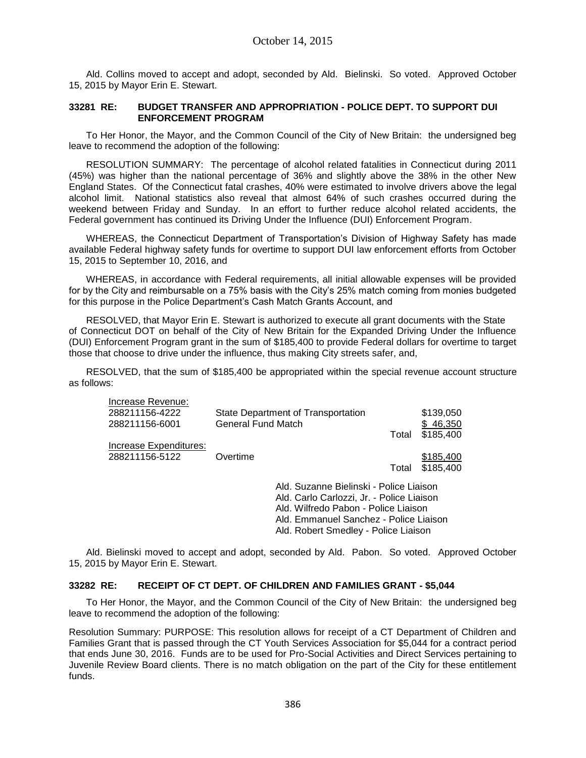Ald. Collins moved to accept and adopt, seconded by Ald. Bielinski. So voted. Approved October 15, 2015 by Mayor Erin E. Stewart.

**33281 RE: BUDGET TRANSFER AND APPROPRIATION - POLICE DEPT. TO SUPPORT DUI ENFORCEMENT PROGRAM**

To Her Honor, the Mayor, and the Common Council of the City of New Britain: the undersigned beg leave to recommend the adoption of the following:

RESOLUTION SUMMARY: The percentage of alcohol related fatalities in Connecticut during 2011 (45%) was higher than the national percentage of 36% and slightly above the 38% in the other New England States. Of the Connecticut fatal crashes, 40% were estimated to involve drivers above the legal alcohol limit. National statistics also reveal that almost 64% of such crashes occurred during the weekend between Friday and Sunday. In an effort to further reduce alcohol related accidents, the Federal government has continued its Driving Under the Influence (DUI) Enforcement Program.

WHEREAS, the Connecticut Department of Transportation's Division of Highway Safety has made available Federal highway safety funds for overtime to support DUI law enforcement efforts from October 15, 2015 to September 10, 2016, and

WHEREAS, in accordance with Federal requirements, all initial allowable expenses will be provided for by the City and reimbursable on a 75% basis with the City's 25% match coming from monies budgeted for this purpose in the Police Department's Cash Match Grants Account, and

RESOLVED, that Mayor Erin E. Stewart is authorized to execute all grant documents with the State of Connecticut DOT on behalf of the City of New Britain for the Expanded Driving Under the Influence (DUI) Enforcement Program grant in the sum of $185,400 to provide Federal dollars for overtime to target those that choose to drive under the influence, thus making City streets safer, and,

RESOLVED, that the sum of $185,400 be appropriated within the special revenue account structure as follows:

| Increase Revenue: | | | |
|---|---|---|---|
| 288211156-4222 | State Department of Transportation | | $139,050 |
| 288211156-6001 | General Fund Match | | $ 46,350 |
| | | Total | $185,400 |
| Increase Expenditures: | | | |
| 288211156-5122 | Overtime | | $185,400 |
| | | Total | $185,400 |

Ald. Suzanne Bielinski - Police Liaison
Ald. Carlo Carlozzi, Jr. - Police Liaison
Ald. Wilfredo Pabon - Police Liaison
Ald. Emmanuel Sanchez - Police Liaison
Ald. Robert Smedley - Police Liaison

Ald. Bielinski moved to accept and adopt, seconded by Ald. Pabon. So voted. Approved October 15, 2015 by Mayor Erin E. Stewart.

**33282 RE: RECEIPT OF CT DEPT. OF CHILDREN AND FAMILIES GRANT - $5,044**

To Her Honor, the Mayor, and the Common Council of the City of New Britain: the undersigned beg leave to recommend the adoption of the following:

Resolution Summary: PURPOSE: This resolution allows for receipt of a CT Department of Children and Families Grant that is passed through the CT Youth Services Association for $5,044 for a contract period that ends June 30, 2016. Funds are to be used for Pro-Social Activities and Direct Services pertaining to Juvenile Review Board clients. There is no match obligation on the part of the City for these entitlement funds.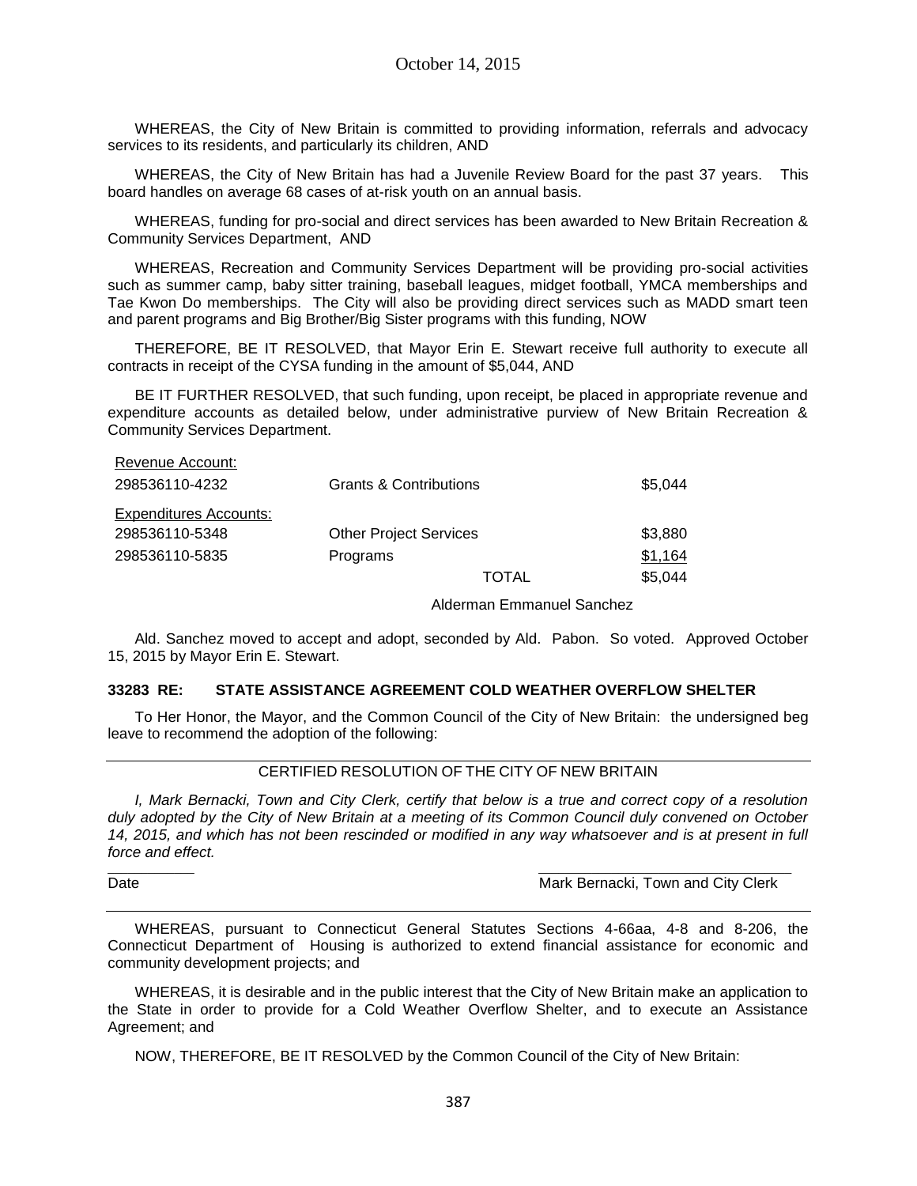WHEREAS, the City of New Britain is committed to providing information, referrals and advocacy services to its residents, and particularly its children, AND

WHEREAS, the City of New Britain has had a Juvenile Review Board for the past 37 years. This board handles on average 68 cases of at-risk youth on an annual basis.

WHEREAS, funding for pro-social and direct services has been awarded to New Britain Recreation & Community Services Department, AND

WHEREAS, Recreation and Community Services Department will be providing pro-social activities such as summer camp, baby sitter training, baseball leagues, midget football, YMCA memberships and Tae Kwon Do memberships. The City will also be providing direct services such as MADD smart teen and parent programs and Big Brother/Big Sister programs with this funding, NOW

THEREFORE, BE IT RESOLVED, that Mayor Erin E. Stewart receive full authority to execute all contracts in receipt of the CYSA funding in the amount of $5,044, AND

BE IT FURTHER RESOLVED, that such funding, upon receipt, be placed in appropriate revenue and expenditure accounts as detailed below, under administrative purview of New Britain Recreation & Community Services Department.

| Revenue Account: | | |
|---|---|---|
| 298536110-4232 | Grants & Contributions | $5,044 |
| Expenditures Accounts: | | |
| 298536110-5348 | Other Project Services | $3,880 |
| 298536110-5835 | Programs | $1,164 |
| | TOTAL | $5,044 |

Alderman Emmanuel Sanchez

Ald. Sanchez moved to accept and adopt, seconded by Ald. Pabon. So voted. Approved October 15, 2015 by Mayor Erin E. Stewart.

**33283 RE: STATE ASSISTANCE AGREEMENT COLD WEATHER OVERFLOW SHELTER**

To Her Honor, the Mayor, and the Common Council of the City of New Britain: the undersigned beg leave to recommend the adoption of the following:

CERTIFIED RESOLUTION OF THE CITY OF NEW BRITAIN

*I, Mark Bernacki, Town and City Clerk, certify that below is a true and correct copy of a resolution duly adopted by the City of New Britain at a meeting of its Common Council duly convened on October 14, 2015, and which has not been rescinded or modified in any way whatsoever and is at present in full force and effect.*

Date ____________ Mark Bernacki, Town and City Clerk

WHEREAS, pursuant to Connecticut General Statutes Sections 4-66aa, 4-8 and 8-206, the Connecticut Department of Housing is authorized to extend financial assistance for economic and community development projects; and

WHEREAS, it is desirable and in the public interest that the City of New Britain make an application to the State in order to provide for a Cold Weather Overflow Shelter, and to execute an Assistance Agreement; and

NOW, THEREFORE, BE IT RESOLVED by the Common Council of the City of New Britain: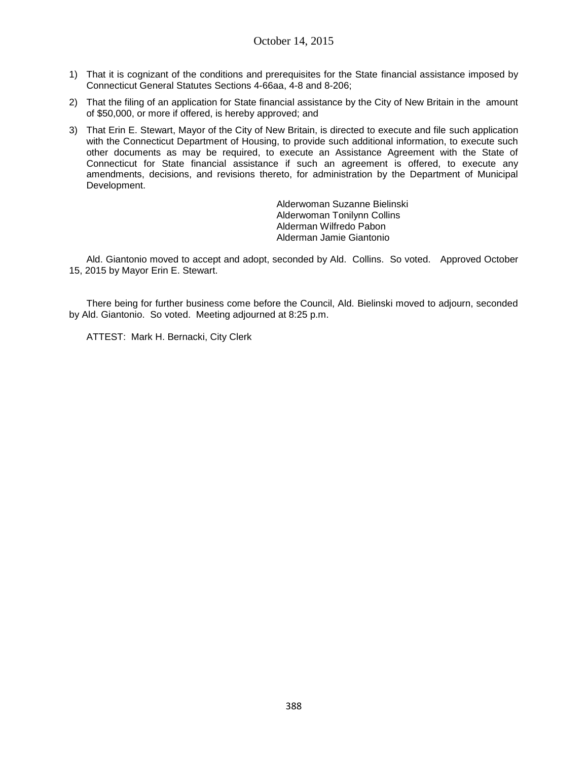1) That it is cognizant of the conditions and prerequisites for the State financial assistance imposed by Connecticut General Statutes Sections 4-66aa, 4-8 and 8-206;

2) That the filing of an application for State financial assistance by the City of New Britain in the amount of $50,000, or more if offered, is hereby approved; and

3) That Erin E. Stewart, Mayor of the City of New Britain, is directed to execute and file such application with the Connecticut Department of Housing, to provide such additional information, to execute such other documents as may be required, to execute an Assistance Agreement with the State of Connecticut for State financial assistance if such an agreement is offered, to execute any amendments, decisions, and revisions thereto, for administration by the Department of Municipal Development.

Alderwoman Suzanne Bielinski
Alderwoman Tonilynn Collins
Alderman Wilfredo Pabon
Alderman Jamie Giantonio

Ald. Giantonio moved to accept and adopt, seconded by Ald. Collins. So voted. Approved October 15, 2015 by Mayor Erin E. Stewart.

There being for further business come before the Council, Ald. Bielinski moved to adjourn, seconded by Ald. Giantonio. So voted. Meeting adjourned at 8:25 p.m.

ATTEST: Mark H. Bernacki, City Clerk